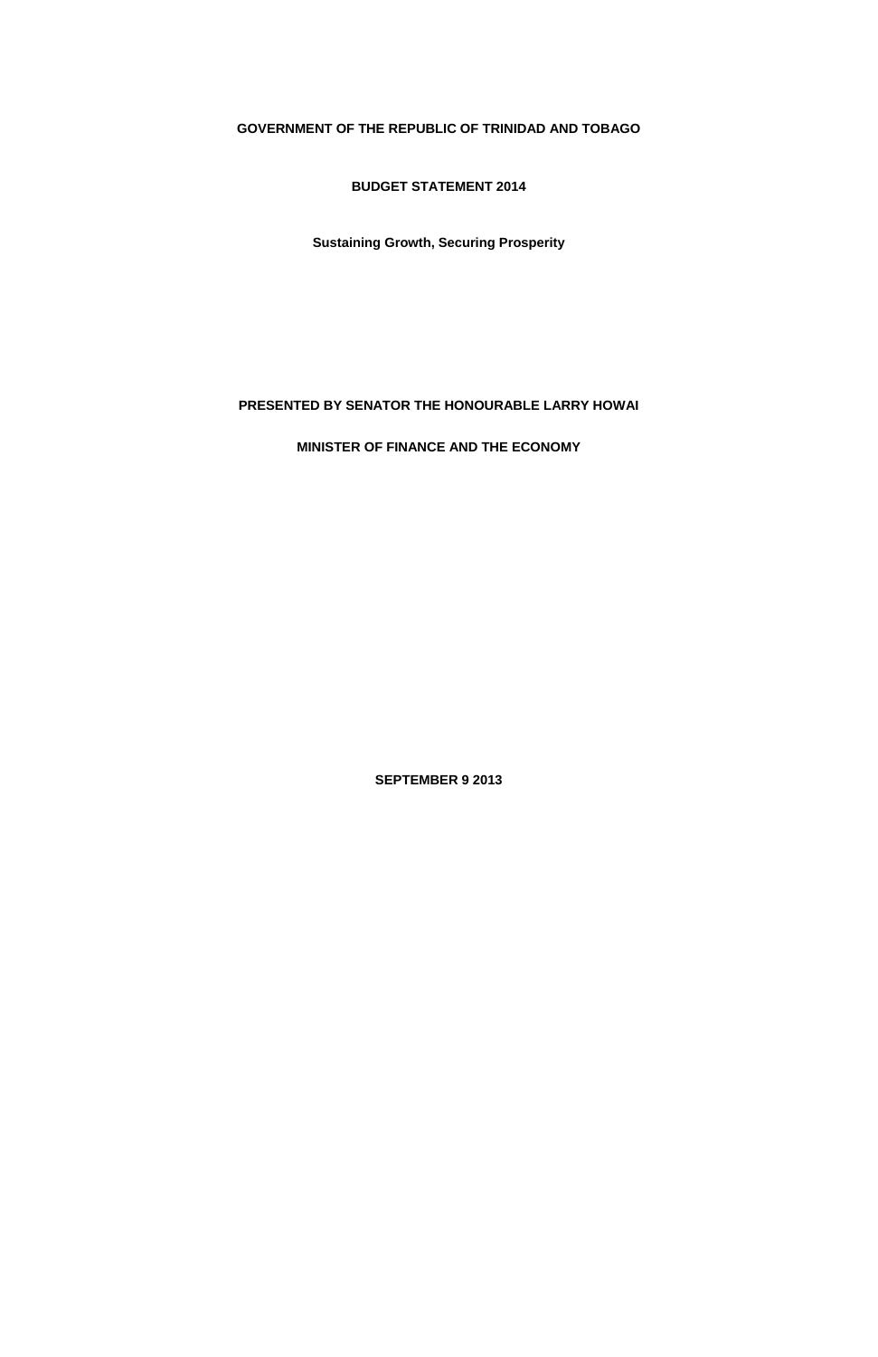**GOVERNMENT OF THE REPUBLIC OF TRINIDAD AND TOBAGO**

# BUDGET STATEMENT 2014

## Sustaining Growth, Securing Prosperity

**PRESENTED BY SENATOR THE HONOURABLE LARRY HOWAI**

**MINISTER OF FINANCE AND THE ECONOMY**

**SEPTEMBER 9 2013**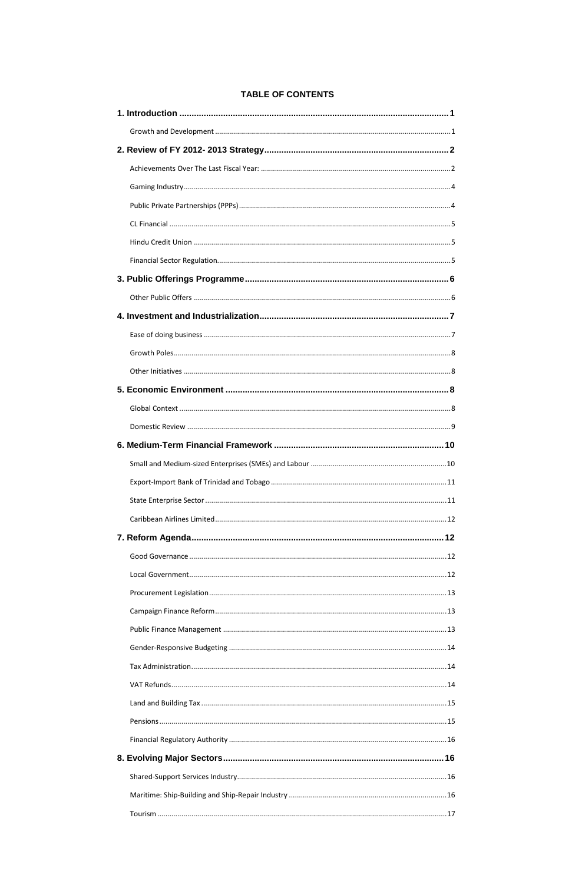## TABLE OF CONTENTS

| Section | Page |
|---|---|
| **1. Introduction** | **1** |
| Growth and Development | 1 |
| **2. Review of FY 2012- 2013 Strategy** | **2** |
| Achievements Over The Last Fiscal Year: | 2 |
| Gaming Industry | 4 |
| Public Private Partnerships (PPPs) | 4 |
| CL Financial | 5 |
| Hindu Credit Union | 5 |
| Financial Sector Regulation | 5 |
| **3. Public Offerings Programme** | **6** |
| Other Public Offers | 6 |
| **4. Investment and Industrialization** | **7** |
| Ease of doing business | 7 |
| Growth Poles | 8 |
| Other Initiatives | 8 |
| **5. Economic Environment** | **8** |
| Global Context | 8 |
| Domestic Review | 9 |
| **6. Medium-Term Financial Framework** | **10** |
| Small and Medium-sized Enterprises (SMEs) and Labour | 10 |
| Export-Import Bank of Trinidad and Tobago | 11 |
| State Enterprise Sector | 11 |
| Caribbean Airlines Limited | 12 |
| **7. Reform Agenda** | **12** |
| Good Governance | 12 |
| Local Government | 12 |
| Procurement Legislation | 13 |
| Campaign Finance Reform | 13 |
| Public Finance Management | 13 |
| Gender-Responsive Budgeting | 14 |
| Tax Administration | 14 |
| VAT Refunds | 14 |
| Land and Building Tax | 15 |
| Pensions | 15 |
| Financial Regulatory Authority | 16 |
| **8. Evolving Major Sectors** | **16** |
| Shared-Support Services Industry | 16 |
| Maritime: Ship-Building and Ship-Repair Industry | 16 |
| Tourism | 17 |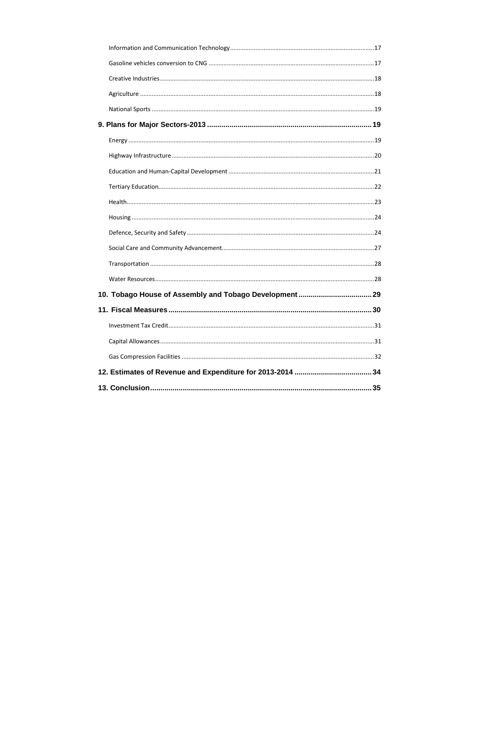Information and Communication Technology ..... 17

Gasoline vehicles conversion to CNG ..... 17

Creative Industries ..... 18

Agriculture ..... 18

National Sports ..... 19

**9. Plans for Major Sectors-2013 ..... 19**

Energy ..... 19

Highway Infrastructure ..... 20

Education and Human-Capital Development ..... 21

Tertiary Education ..... 22

Health ..... 23

Housing ..... 24

Defence, Security and Safety ..... 24

Social Care and Community Advancement ..... 27

Transportation ..... 28

Water Resources ..... 28

**10. Tobago House of Assembly and Tobago Development ..... 29**

**11. Fiscal Measures ..... 30**

Investment Tax Credit ..... 31

Capital Allowances ..... 31

Gas Compression Facilities ..... 32

**12. Estimates of Revenue and Expenditure for 2013-2014 ..... 34**

**13. Conclusion ..... 35**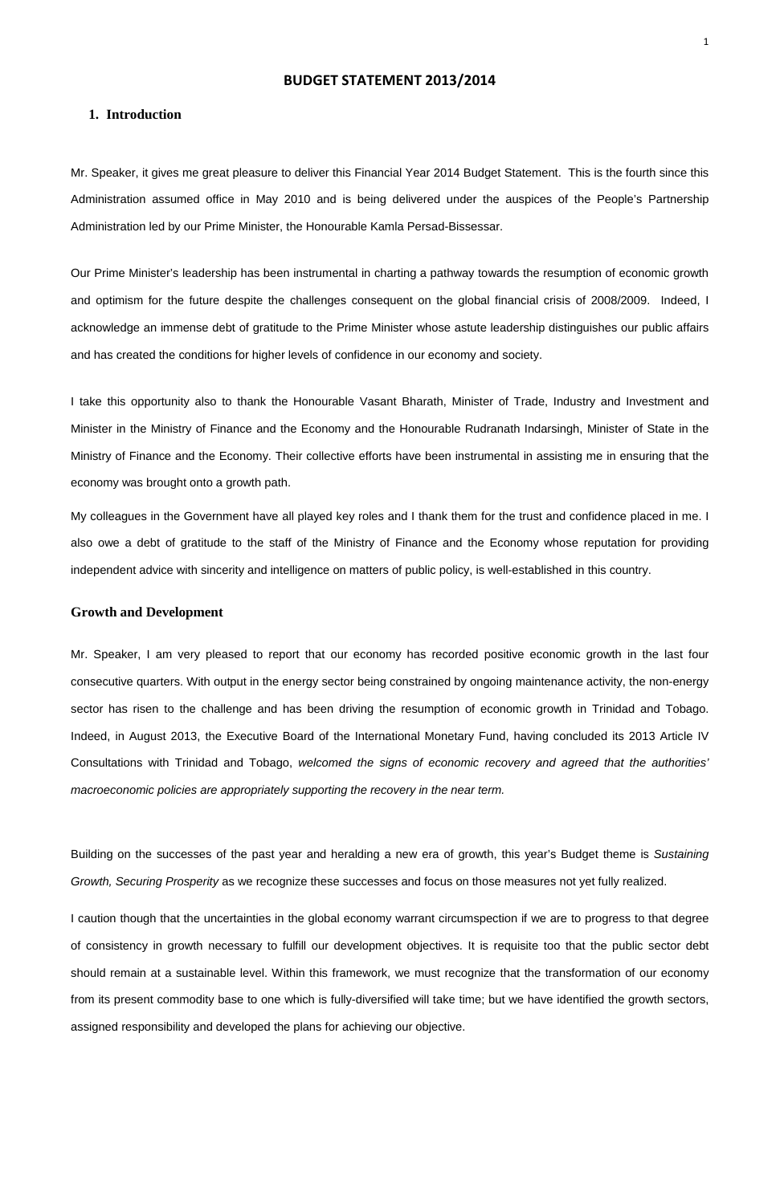# BUDGET STATEMENT 2013/2014

## 1. Introduction

Mr. Speaker, it gives me great pleasure to deliver this Financial Year 2014 Budget Statement. This is the fourth since this Administration assumed office in May 2010 and is being delivered under the auspices of the People's Partnership Administration led by our Prime Minister, the Honourable Kamla Persad-Bissessar.

Our Prime Minister's leadership has been instrumental in charting a pathway towards the resumption of economic growth and optimism for the future despite the challenges consequent on the global financial crisis of 2008/2009. Indeed, I acknowledge an immense debt of gratitude to the Prime Minister whose astute leadership distinguishes our public affairs and has created the conditions for higher levels of confidence in our economy and society.

I take this opportunity also to thank the Honourable Vasant Bharath, Minister of Trade, Industry and Investment and Minister in the Ministry of Finance and the Economy and the Honourable Rudranath Indarsingh, Minister of State in the Ministry of Finance and the Economy. Their collective efforts have been instrumental in assisting me in ensuring that the economy was brought onto a growth path.

My colleagues in the Government have all played key roles and I thank them for the trust and confidence placed in me. I also owe a debt of gratitude to the staff of the Ministry of Finance and the Economy whose reputation for providing independent advice with sincerity and intelligence on matters of public policy, is well-established in this country.

### Growth and Development

Mr. Speaker, I am very pleased to report that our economy has recorded positive economic growth in the last four consecutive quarters. With output in the energy sector being constrained by ongoing maintenance activity, the non-energy sector has risen to the challenge and has been driving the resumption of economic growth in Trinidad and Tobago. Indeed, in August 2013, the Executive Board of the International Monetary Fund, having concluded its 2013 Article IV Consultations with Trinidad and Tobago, *welcomed the signs of economic recovery and agreed that the authorities' macroeconomic policies are appropriately supporting the recovery in the near term.*

Building on the successes of the past year and heralding a new era of growth, this year's Budget theme is *Sustaining Growth, Securing Prosperity* as we recognize these successes and focus on those measures not yet fully realized.

I caution though that the uncertainties in the global economy warrant circumspection if we are to progress to that degree of consistency in growth necessary to fulfill our development objectives. It is requisite too that the public sector debt should remain at a sustainable level. Within this framework, we must recognize that the transformation of our economy from its present commodity base to one which is fully-diversified will take time; but we have identified the growth sectors, assigned responsibility and developed the plans for achieving our objective.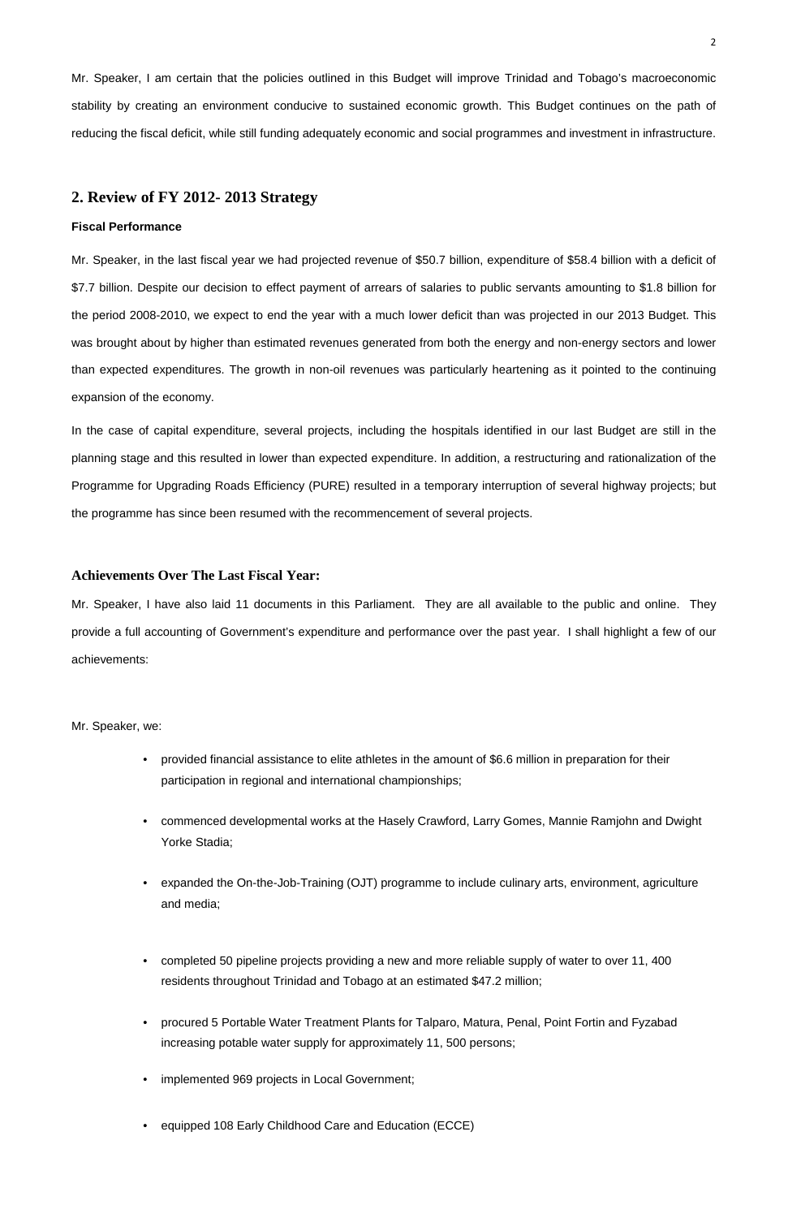Mr. Speaker, I am certain that the policies outlined in this Budget will improve Trinidad and Tobago's macroeconomic stability by creating an environment conducive to sustained economic growth. This Budget continues on the path of reducing the fiscal deficit, while still funding adequately economic and social programmes and investment in infrastructure.

## 2. Review of FY 2012- 2013 Strategy

**Fiscal Performance**

Mr. Speaker, in the last fiscal year we had projected revenue of $50.7 billion, expenditure of $58.4 billion with a deficit of $7.7 billion. Despite our decision to effect payment of arrears of salaries to public servants amounting to $1.8 billion for the period 2008-2010, we expect to end the year with a much lower deficit than was projected in our 2013 Budget. This was brought about by higher than estimated revenues generated from both the energy and non-energy sectors and lower than expected expenditures. The growth in non-oil revenues was particularly heartening as it pointed to the continuing expansion of the economy.

In the case of capital expenditure, several projects, including the hospitals identified in our last Budget are still in the planning stage and this resulted in lower than expected expenditure. In addition, a restructuring and rationalization of the Programme for Upgrading Roads Efficiency (PURE) resulted in a temporary interruption of several highway projects; but the programme has since been resumed with the recommencement of several projects.

### Achievements Over The Last Fiscal Year:

Mr. Speaker, I have also laid 11 documents in this Parliament. They are all available to the public and online. They provide a full accounting of Government's expenditure and performance over the past year. I shall highlight a few of our achievements:

Mr. Speaker, we:

- provided financial assistance to elite athletes in the amount of $6.6 million in preparation for their participation in regional and international championships;
- commenced developmental works at the Hasely Crawford, Larry Gomes, Mannie Ramjohn and Dwight Yorke Stadia;
- expanded the On-the-Job-Training (OJT) programme to include culinary arts, environment, agriculture and media;
- completed 50 pipeline projects providing a new and more reliable supply of water to over 11, 400 residents throughout Trinidad and Tobago at an estimated $47.2 million;
- procured 5 Portable Water Treatment Plants for Talparo, Matura, Penal, Point Fortin and Fyzabad increasing potable water supply for approximately 11, 500 persons;
- implemented 969 projects in Local Government;
- equipped 108 Early Childhood Care and Education (ECCE)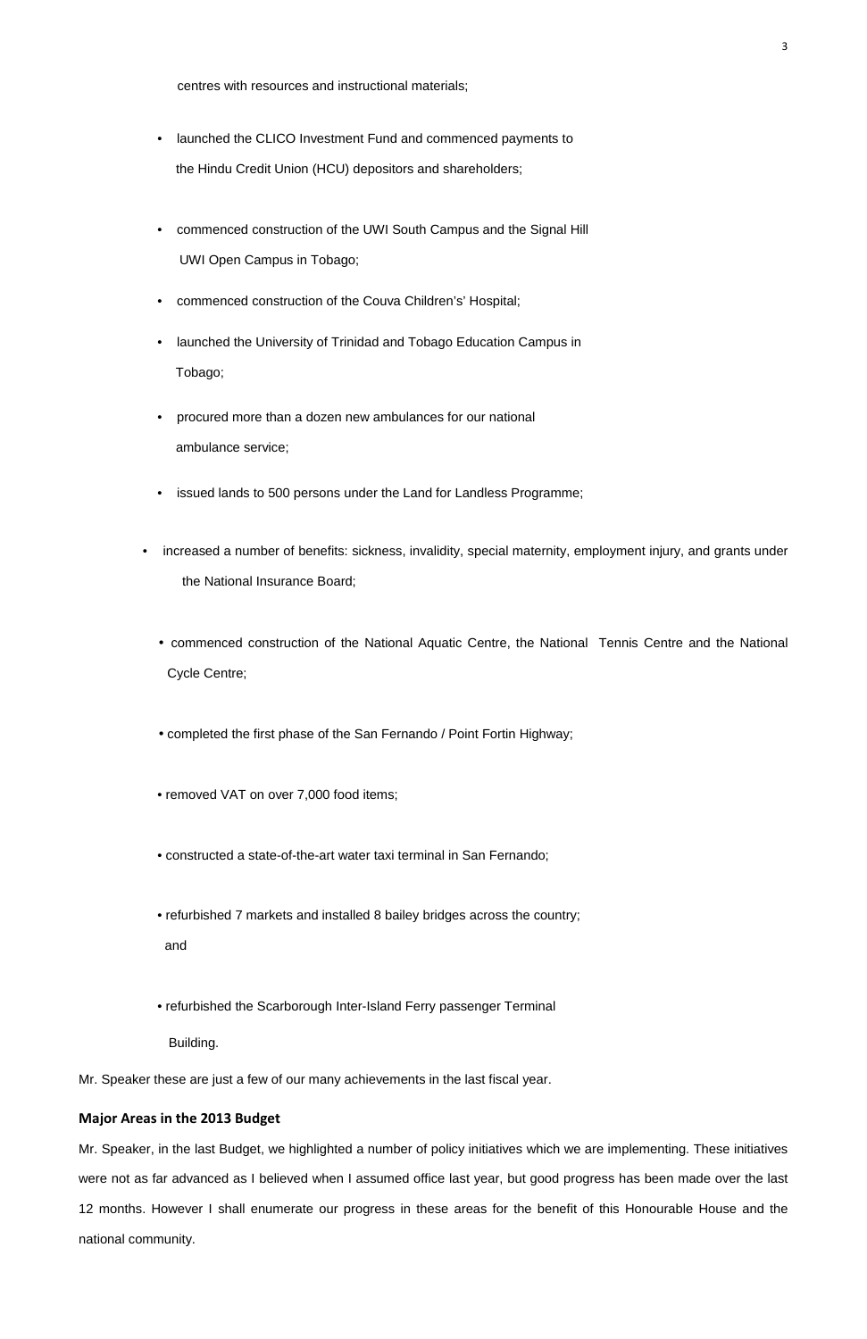centres with resources and instructional materials;

- launched the CLICO Investment Fund and commenced payments to the Hindu Credit Union (HCU) depositors and shareholders;
- commenced construction of the UWI South Campus and the Signal Hill UWI Open Campus in Tobago;
- commenced construction of the Couva Children's' Hospital;
- launched the University of Trinidad and Tobago Education Campus in Tobago;
- procured more than a dozen new ambulances for our national ambulance service;
- issued lands to 500 persons under the Land for Landless Programme;
- increased a number of benefits: sickness, invalidity, special maternity, employment injury, and grants under the National Insurance Board;
- commenced construction of the National Aquatic Centre, the National Tennis Centre and the National Cycle Centre;
- completed the first phase of the San Fernando / Point Fortin Highway;
- removed VAT on over 7,000 food items;
- constructed a state-of-the-art water taxi terminal in San Fernando;
- refurbished 7 markets and installed 8 bailey bridges across the country; and
- refurbished the Scarborough Inter-Island Ferry passenger Terminal Building.

Mr. Speaker these are just a few of our many achievements in the last fiscal year.

**Major Areas in the 2013 Budget**

Mr. Speaker, in the last Budget, we highlighted a number of policy initiatives which we are implementing. These initiatives were not as far advanced as I believed when I assumed office last year, but good progress has been made over the last 12 months. However I shall enumerate our progress in these areas for the benefit of this Honourable House and the national community.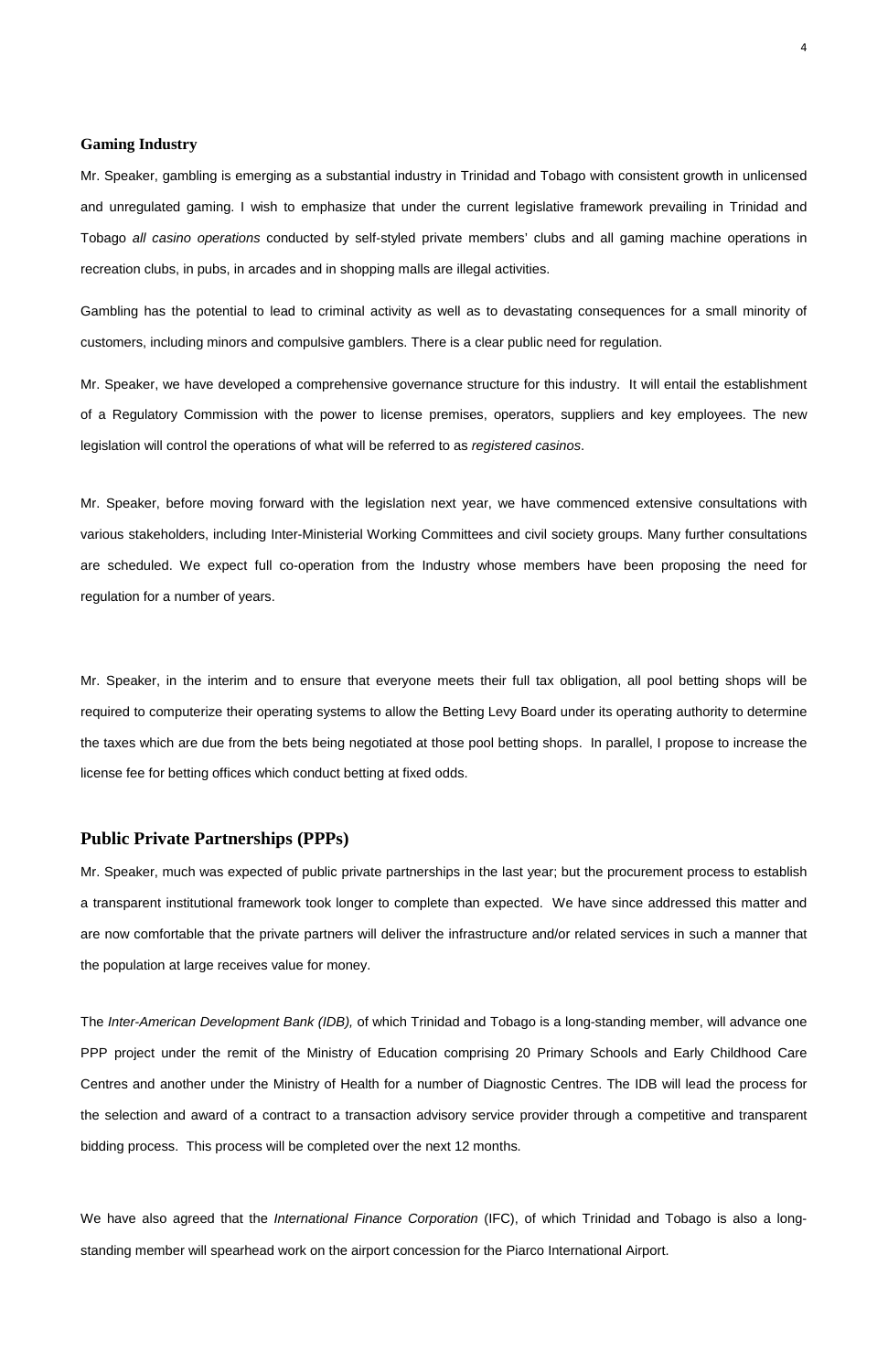## Gaming Industry

Mr. Speaker, gambling is emerging as a substantial industry in Trinidad and Tobago with consistent growth in unlicensed and unregulated gaming. I wish to emphasize that under the current legislative framework prevailing in Trinidad and Tobago *all casino operations* conducted by self-styled private members' clubs and all gaming machine operations in recreation clubs, in pubs, in arcades and in shopping malls are illegal activities.

Gambling has the potential to lead to criminal activity as well as to devastating consequences for a small minority of customers, including minors and compulsive gamblers. There is a clear public need for regulation.

Mr. Speaker, we have developed a comprehensive governance structure for this industry. It will entail the establishment of a Regulatory Commission with the power to license premises, operators, suppliers and key employees. The new legislation will control the operations of what will be referred to as *registered casinos*.

Mr. Speaker, before moving forward with the legislation next year, we have commenced extensive consultations with various stakeholders, including Inter-Ministerial Working Committees and civil society groups. Many further consultations are scheduled. We expect full co-operation from the Industry whose members have been proposing the need for regulation for a number of years.

Mr. Speaker, in the interim and to ensure that everyone meets their full tax obligation, all pool betting shops will be required to computerize their operating systems to allow the Betting Levy Board under its operating authority to determine the taxes which are due from the bets being negotiated at those pool betting shops. In parallel, I propose to increase the license fee for betting offices which conduct betting at fixed odds.

## Public Private Partnerships (PPPs)

Mr. Speaker, much was expected of public private partnerships in the last year; but the procurement process to establish a transparent institutional framework took longer to complete than expected. We have since addressed this matter and are now comfortable that the private partners will deliver the infrastructure and/or related services in such a manner that the population at large receives value for money.

The *Inter-American Development Bank (IDB),* of which Trinidad and Tobago is a long-standing member, will advance one PPP project under the remit of the Ministry of Education comprising 20 Primary Schools and Early Childhood Care Centres and another under the Ministry of Health for a number of Diagnostic Centres. The IDB will lead the process for the selection and award of a contract to a transaction advisory service provider through a competitive and transparent bidding process. This process will be completed over the next 12 months.

We have also agreed that the *International Finance Corporation* (IFC), of which Trinidad and Tobago is also a long-standing member will spearhead work on the airport concession for the Piarco International Airport.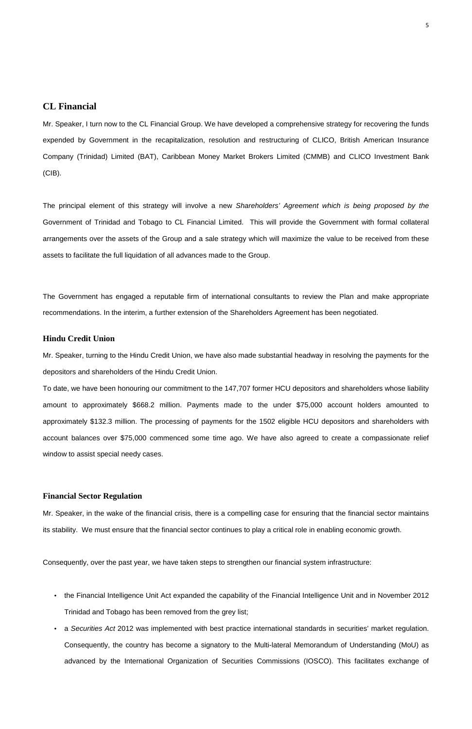## CL Financial

Mr. Speaker, I turn now to the CL Financial Group. We have developed a comprehensive strategy for recovering the funds expended by Government in the recapitalization, resolution and restructuring of CLICO, British American Insurance Company (Trinidad) Limited (BAT), Caribbean Money Market Brokers Limited (CMMB) and CLICO Investment Bank (CIB).

The principal element of this strategy will involve a new *Shareholders' Agreement which is being proposed by the* Government of Trinidad and Tobago to CL Financial Limited. This will provide the Government with formal collateral arrangements over the assets of the Group and a sale strategy which will maximize the value to be received from these assets to facilitate the full liquidation of all advances made to the Group.

The Government has engaged a reputable firm of international consultants to review the Plan and make appropriate recommendations. In the interim, a further extension of the Shareholders Agreement has been negotiated.

### Hindu Credit Union

Mr. Speaker, turning to the Hindu Credit Union, we have also made substantial headway in resolving the payments for the depositors and shareholders of the Hindu Credit Union.

To date, we have been honouring our commitment to the 147,707 former HCU depositors and shareholders whose liability amount to approximately $668.2 million. Payments made to the under $75,000 account holders amounted to approximately $132.3 million. The processing of payments for the 1502 eligible HCU depositors and shareholders with account balances over $75,000 commenced some time ago. We have also agreed to create a compassionate relief window to assist special needy cases.

### Financial Sector Regulation

Mr. Speaker, in the wake of the financial crisis, there is a compelling case for ensuring that the financial sector maintains its stability. We must ensure that the financial sector continues to play a critical role in enabling economic growth.

Consequently, over the past year, we have taken steps to strengthen our financial system infrastructure:

- the Financial Intelligence Unit Act expanded the capability of the Financial Intelligence Unit and in November 2012 Trinidad and Tobago has been removed from the grey list;
- a *Securities Act* 2012 was implemented with best practice international standards in securities' market regulation. Consequently, the country has become a signatory to the Multi-lateral Memorandum of Understanding (MoU) as advanced by the International Organization of Securities Commissions (IOSCO). This facilitates exchange of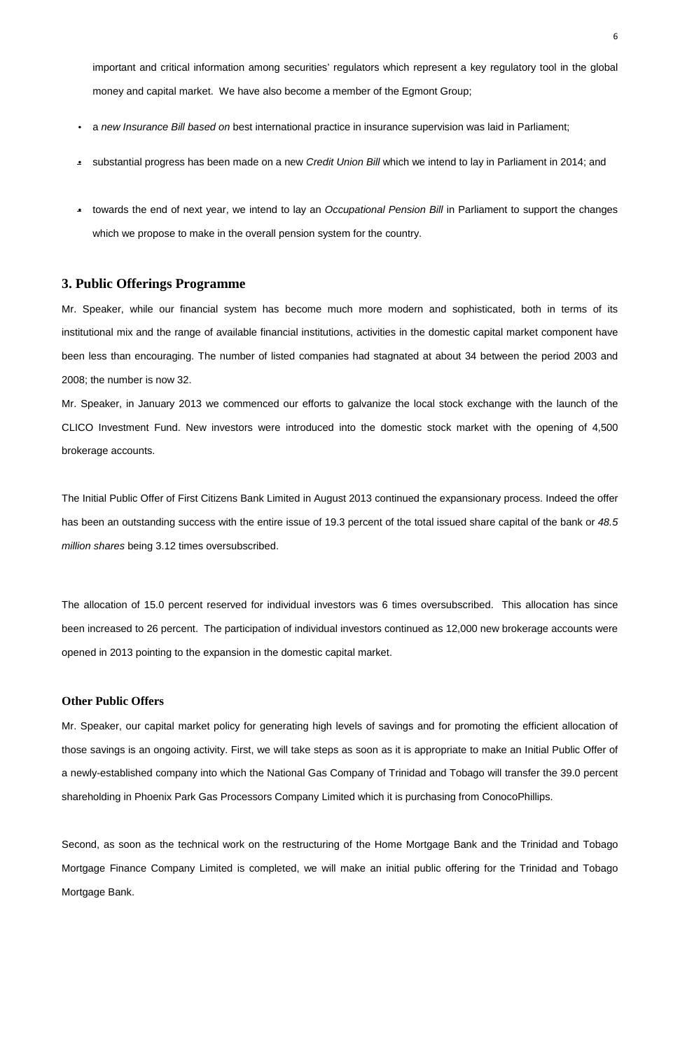important and critical information among securities' regulators which represent a key regulatory tool in the global money and capital market. We have also become a member of the Egmont Group;

- a *new Insurance Bill based on* best international practice in insurance supervision was laid in Parliament;
- substantial progress has been made on a new *Credit Union Bill* which we intend to lay in Parliament in 2014; and
- towards the end of next year, we intend to lay an *Occupational Pension Bill* in Parliament to support the changes which we propose to make in the overall pension system for the country.

## 3. Public Offerings Programme

Mr. Speaker, while our financial system has become much more modern and sophisticated, both in terms of its institutional mix and the range of available financial institutions, activities in the domestic capital market component have been less than encouraging. The number of listed companies had stagnated at about 34 between the period 2003 and 2008; the number is now 32.

Mr. Speaker, in January 2013 we commenced our efforts to galvanize the local stock exchange with the launch of the CLICO Investment Fund. New investors were introduced into the domestic stock market with the opening of 4,500 brokerage accounts.

The Initial Public Offer of First Citizens Bank Limited in August 2013 continued the expansionary process. Indeed the offer has been an outstanding success with the entire issue of 19.3 percent of the total issued share capital of the bank or *48.5 million shares* being 3.12 times oversubscribed.

The allocation of 15.0 percent reserved for individual investors was 6 times oversubscribed. This allocation has since been increased to 26 percent. The participation of individual investors continued as 12,000 new brokerage accounts were opened in 2013 pointing to the expansion in the domestic capital market.

### Other Public Offers

Mr. Speaker, our capital market policy for generating high levels of savings and for promoting the efficient allocation of those savings is an ongoing activity. First, we will take steps as soon as it is appropriate to make an Initial Public Offer of a newly-established company into which the National Gas Company of Trinidad and Tobago will transfer the 39.0 percent shareholding in Phoenix Park Gas Processors Company Limited which it is purchasing from ConocoPhillips.

Second, as soon as the technical work on the restructuring of the Home Mortgage Bank and the Trinidad and Tobago Mortgage Finance Company Limited is completed, we will make an initial public offering for the Trinidad and Tobago Mortgage Bank.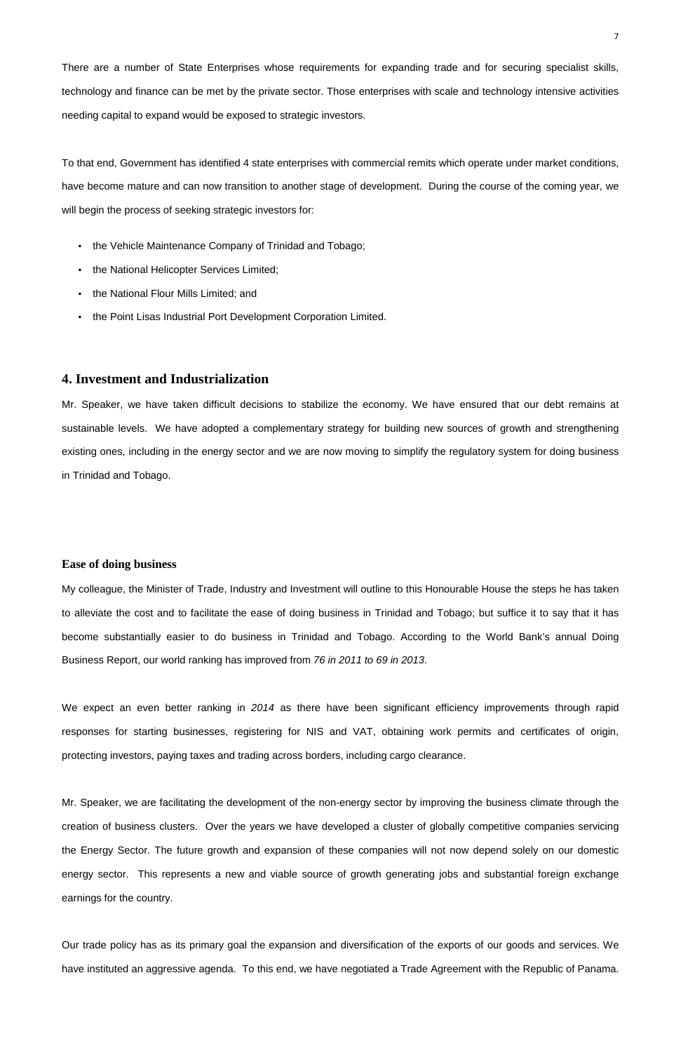There are a number of State Enterprises whose requirements for expanding trade and for securing specialist skills, technology and finance can be met by the private sector. Those enterprises with scale and technology intensive activities needing capital to expand would be exposed to strategic investors.

To that end, Government has identified 4 state enterprises with commercial remits which operate under market conditions, have become mature and can now transition to another stage of development. During the course of the coming year, we will begin the process of seeking strategic investors for:

- the Vehicle Maintenance Company of Trinidad and Tobago;
- the National Helicopter Services Limited;
- the National Flour Mills Limited; and
- the Point Lisas Industrial Port Development Corporation Limited.

## 4. Investment and Industrialization

Mr. Speaker, we have taken difficult decisions to stabilize the economy. We have ensured that our debt remains at sustainable levels. We have adopted a complementary strategy for building new sources of growth and strengthening existing ones, including in the energy sector and we are now moving to simplify the regulatory system for doing business in Trinidad and Tobago.

### Ease of doing business

My colleague, the Minister of Trade, Industry and Investment will outline to this Honourable House the steps he has taken to alleviate the cost and to facilitate the ease of doing business in Trinidad and Tobago; but suffice it to say that it has become substantially easier to do business in Trinidad and Tobago. According to the World Bank's annual Doing Business Report, our world ranking has improved from *76 in 2011 to 69 in 2013*.

We expect an even better ranking in *2014* as there have been significant efficiency improvements through rapid responses for starting businesses, registering for NIS and VAT, obtaining work permits and certificates of origin, protecting investors, paying taxes and trading across borders, including cargo clearance.

Mr. Speaker, we are facilitating the development of the non-energy sector by improving the business climate through the creation of business clusters. Over the years we have developed a cluster of globally competitive companies servicing the Energy Sector. The future growth and expansion of these companies will not now depend solely on our domestic energy sector. This represents a new and viable source of growth generating jobs and substantial foreign exchange earnings for the country.

Our trade policy has as its primary goal the expansion and diversification of the exports of our goods and services. We have instituted an aggressive agenda. To this end, we have negotiated a Trade Agreement with the Republic of Panama.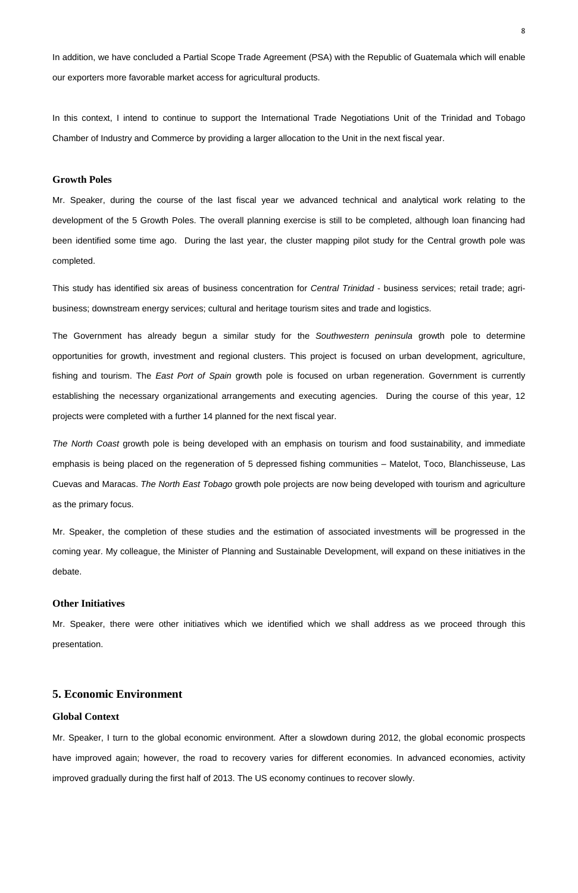In addition, we have concluded a Partial Scope Trade Agreement (PSA) with the Republic of Guatemala which will enable our exporters more favorable market access for agricultural products.

In this context, I intend to continue to support the International Trade Negotiations Unit of the Trinidad and Tobago Chamber of Industry and Commerce by providing a larger allocation to the Unit in the next fiscal year.

### Growth Poles

Mr. Speaker, during the course of the last fiscal year we advanced technical and analytical work relating to the development of the 5 Growth Poles. The overall planning exercise is still to be completed, although loan financing had been identified some time ago. During the last year, the cluster mapping pilot study for the Central growth pole was completed.

This study has identified six areas of business concentration for *Central Trinidad* - business services; retail trade; agri-business; downstream energy services; cultural and heritage tourism sites and trade and logistics.

The Government has already begun a similar study for the *Southwestern peninsula* growth pole to determine opportunities for growth, investment and regional clusters. This project is focused on urban development, agriculture, fishing and tourism. The *East Port of Spain* growth pole is focused on urban regeneration. Government is currently establishing the necessary organizational arrangements and executing agencies. During the course of this year, 12 projects were completed with a further 14 planned for the next fiscal year.

*The North Coast* growth pole is being developed with an emphasis on tourism and food sustainability, and immediate emphasis is being placed on the regeneration of 5 depressed fishing communities – Matelot, Toco, Blanchisseuse, Las Cuevas and Maracas. *The North East Tobago* growth pole projects are now being developed with tourism and agriculture as the primary focus.

Mr. Speaker, the completion of these studies and the estimation of associated investments will be progressed in the coming year. My colleague, the Minister of Planning and Sustainable Development, will expand on these initiatives in the debate.

### Other Initiatives

Mr. Speaker, there were other initiatives which we identified which we shall address as we proceed through this presentation.

## 5. Economic Environment

### Global Context

Mr. Speaker, I turn to the global economic environment. After a slowdown during 2012, the global economic prospects have improved again; however, the road to recovery varies for different economies. In advanced economies, activity improved gradually during the first half of 2013. The US economy continues to recover slowly.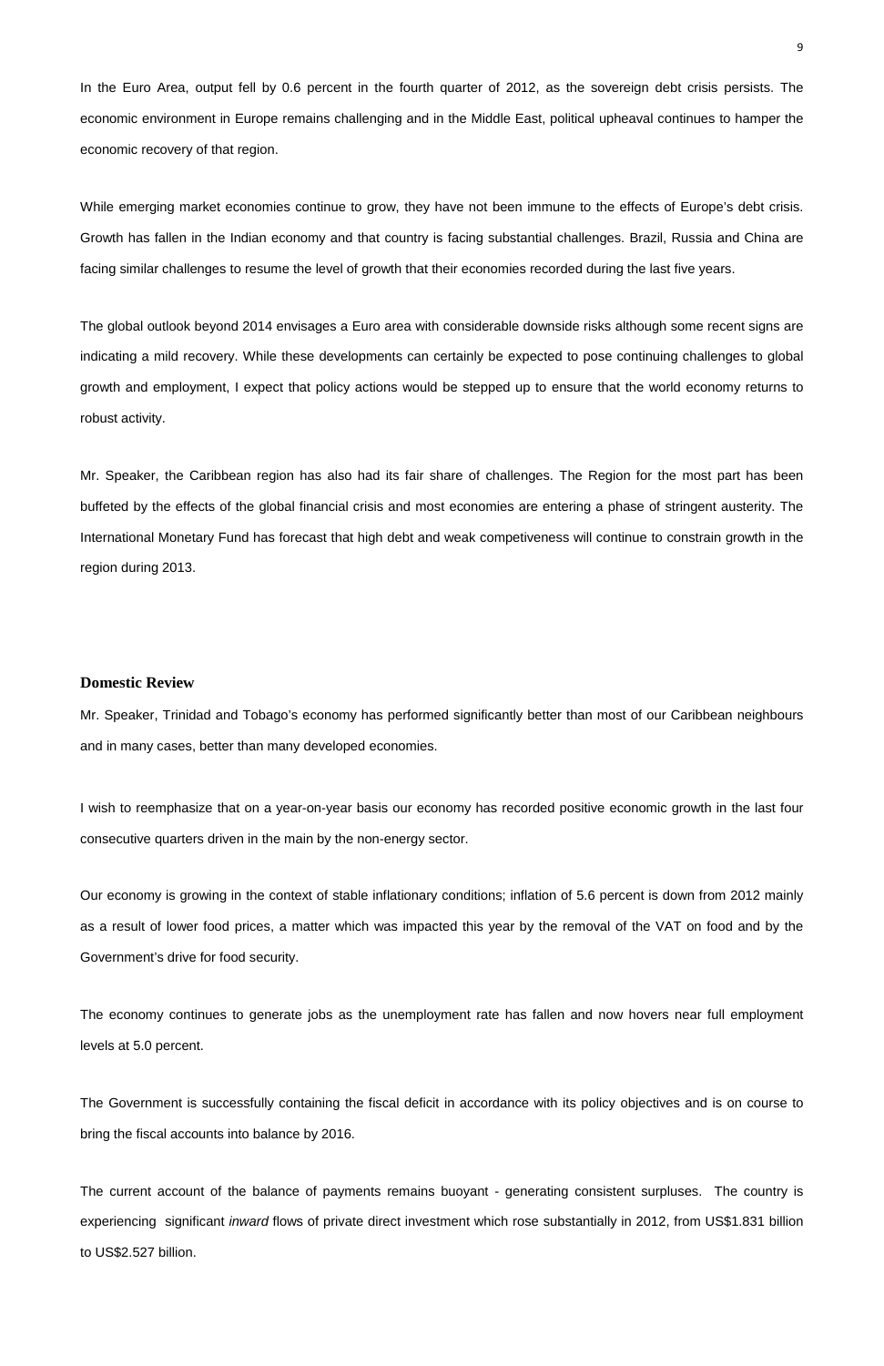In the Euro Area, output fell by 0.6 percent in the fourth quarter of 2012, as the sovereign debt crisis persists. The economic environment in Europe remains challenging and in the Middle East, political upheaval continues to hamper the economic recovery of that region.

While emerging market economies continue to grow, they have not been immune to the effects of Europe's debt crisis. Growth has fallen in the Indian economy and that country is facing substantial challenges. Brazil, Russia and China are facing similar challenges to resume the level of growth that their economies recorded during the last five years.

The global outlook beyond 2014 envisages a Euro area with considerable downside risks although some recent signs are indicating a mild recovery. While these developments can certainly be expected to pose continuing challenges to global growth and employment, I expect that policy actions would be stepped up to ensure that the world economy returns to robust activity.

Mr. Speaker, the Caribbean region has also had its fair share of challenges. The Region for the most part has been buffeted by the effects of the global financial crisis and most economies are entering a phase of stringent austerity. The International Monetary Fund has forecast that high debt and weak competiveness will continue to constrain growth in the region during 2013.

## Domestic Review

Mr. Speaker, Trinidad and Tobago's economy has performed significantly better than most of our Caribbean neighbours and in many cases, better than many developed economies.

I wish to reemphasize that on a year-on-year basis our economy has recorded positive economic growth in the last four consecutive quarters driven in the main by the non-energy sector.

Our economy is growing in the context of stable inflationary conditions; inflation of 5.6 percent is down from 2012 mainly as a result of lower food prices, a matter which was impacted this year by the removal of the VAT on food and by the Government's drive for food security.

The economy continues to generate jobs as the unemployment rate has fallen and now hovers near full employment levels at 5.0 percent.

The Government is successfully containing the fiscal deficit in accordance with its policy objectives and is on course to bring the fiscal accounts into balance by 2016.

The current account of the balance of payments remains buoyant - generating consistent surpluses. The country is experiencing significant *inward* flows of private direct investment which rose substantially in 2012, from US$1.831 billion to US$2.527 billion.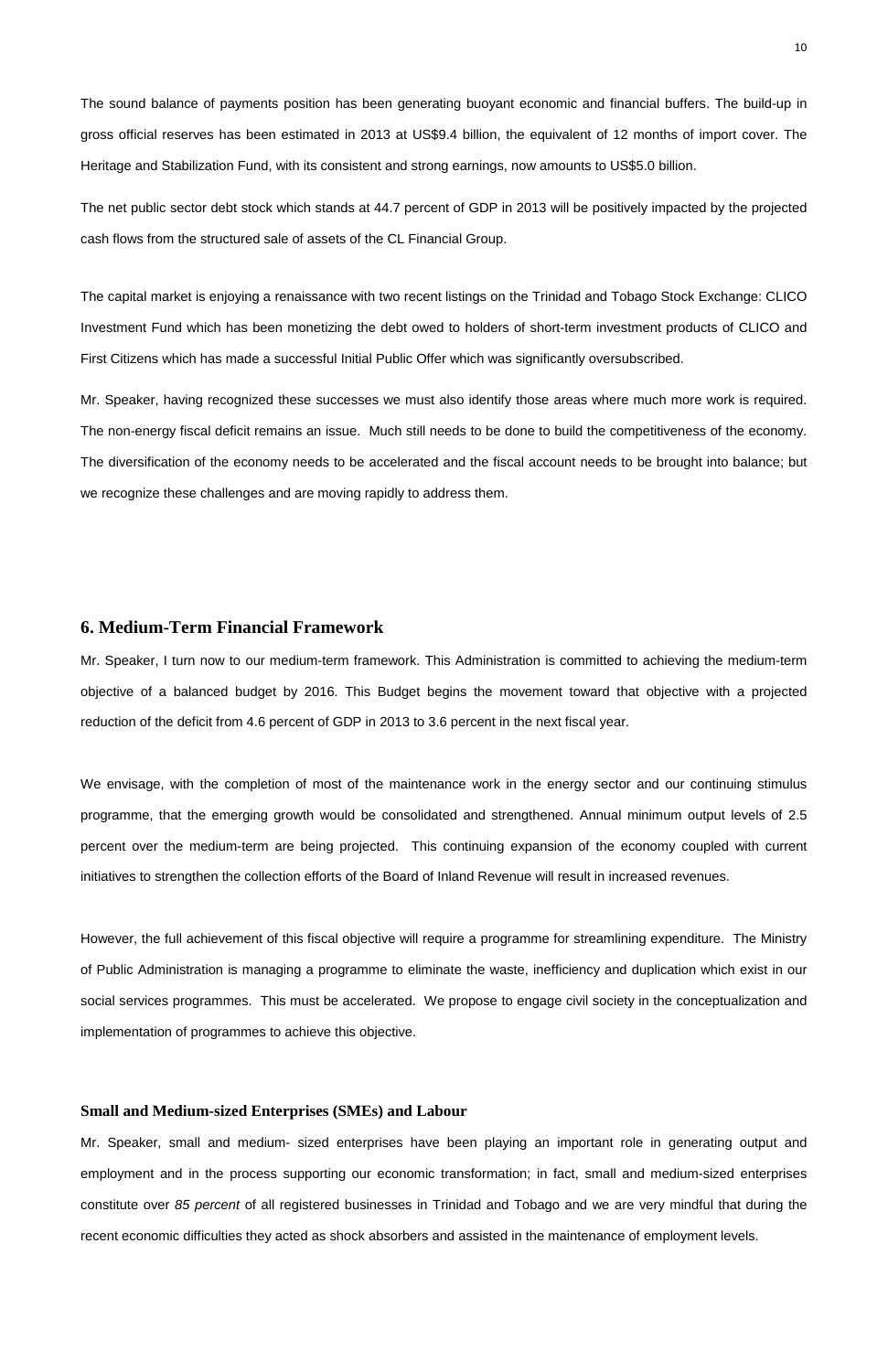The sound balance of payments position has been generating buoyant economic and financial buffers. The build-up in gross official reserves has been estimated in 2013 at US$9.4 billion, the equivalent of 12 months of import cover. The Heritage and Stabilization Fund, with its consistent and strong earnings, now amounts to US$5.0 billion.

The net public sector debt stock which stands at 44.7 percent of GDP in 2013 will be positively impacted by the projected cash flows from the structured sale of assets of the CL Financial Group.

The capital market is enjoying a renaissance with two recent listings on the Trinidad and Tobago Stock Exchange: CLICO Investment Fund which has been monetizing the debt owed to holders of short-term investment products of CLICO and First Citizens which has made a successful Initial Public Offer which was significantly oversubscribed.

Mr. Speaker, having recognized these successes we must also identify those areas where much more work is required. The non-energy fiscal deficit remains an issue. Much still needs to be done to build the competitiveness of the economy. The diversification of the economy needs to be accelerated and the fiscal account needs to be brought into balance; but we recognize these challenges and are moving rapidly to address them.

## 6. Medium-Term Financial Framework

Mr. Speaker, I turn now to our medium-term framework. This Administration is committed to achieving the medium-term objective of a balanced budget by 2016. This Budget begins the movement toward that objective with a projected reduction of the deficit from 4.6 percent of GDP in 2013 to 3.6 percent in the next fiscal year.

We envisage, with the completion of most of the maintenance work in the energy sector and our continuing stimulus programme, that the emerging growth would be consolidated and strengthened. Annual minimum output levels of 2.5 percent over the medium-term are being projected. This continuing expansion of the economy coupled with current initiatives to strengthen the collection efforts of the Board of Inland Revenue will result in increased revenues.

However, the full achievement of this fiscal objective will require a programme for streamlining expenditure. The Ministry of Public Administration is managing a programme to eliminate the waste, inefficiency and duplication which exist in our social services programmes. This must be accelerated. We propose to engage civil society in the conceptualization and implementation of programmes to achieve this objective.

### Small and Medium-sized Enterprises (SMEs) and Labour

Mr. Speaker, small and medium- sized enterprises have been playing an important role in generating output and employment and in the process supporting our economic transformation; in fact, small and medium-sized enterprises constitute over *85 percent* of all registered businesses in Trinidad and Tobago and we are very mindful that during the recent economic difficulties they acted as shock absorbers and assisted in the maintenance of employment levels.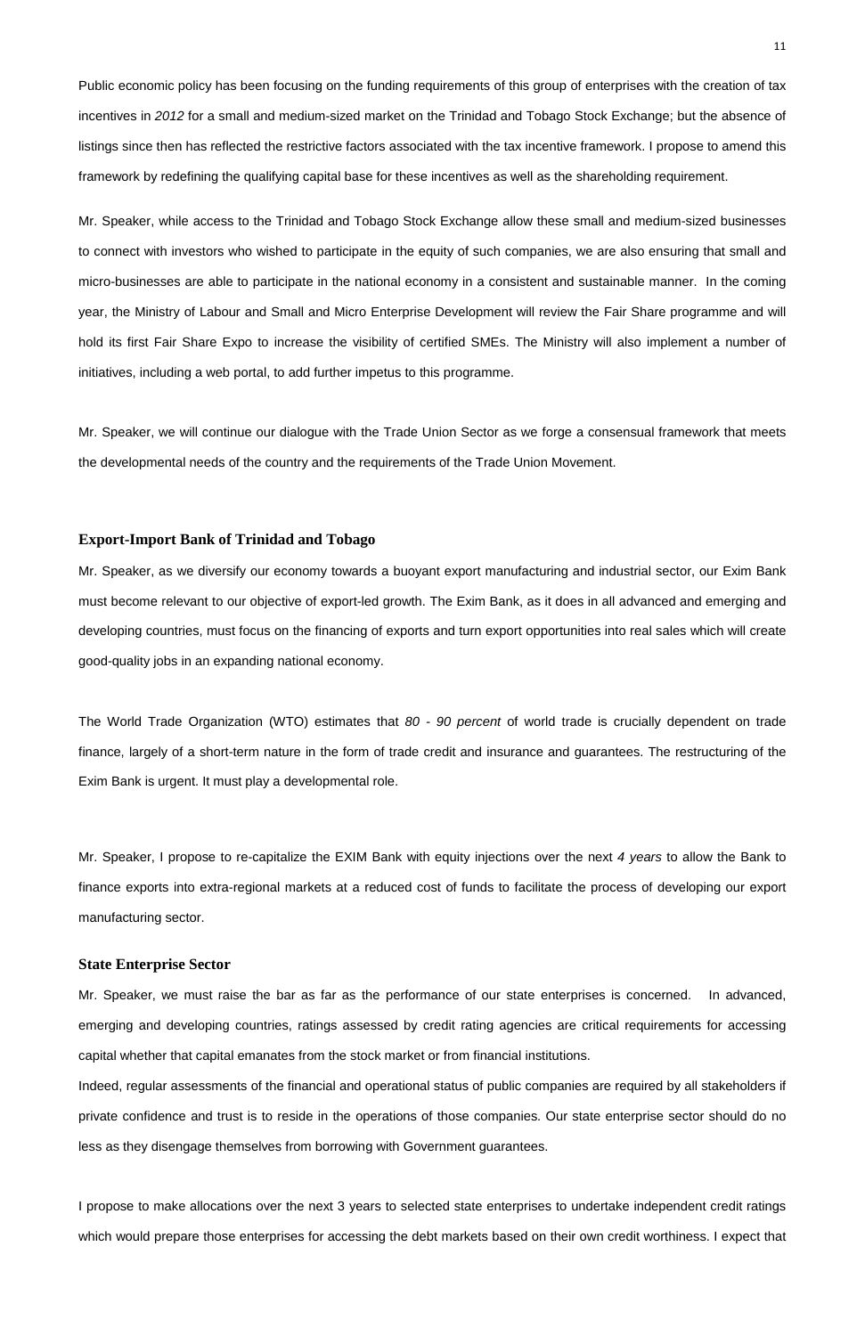Public economic policy has been focusing on the funding requirements of this group of enterprises with the creation of tax incentives in *2012* for a small and medium-sized market on the Trinidad and Tobago Stock Exchange; but the absence of listings since then has reflected the restrictive factors associated with the tax incentive framework. I propose to amend this framework by redefining the qualifying capital base for these incentives as well as the shareholding requirement.

Mr. Speaker, while access to the Trinidad and Tobago Stock Exchange allow these small and medium-sized businesses to connect with investors who wished to participate in the equity of such companies, we are also ensuring that small and micro-businesses are able to participate in the national economy in a consistent and sustainable manner. In the coming year, the Ministry of Labour and Small and Micro Enterprise Development will review the Fair Share programme and will hold its first Fair Share Expo to increase the visibility of certified SMEs. The Ministry will also implement a number of initiatives, including a web portal, to add further impetus to this programme.

Mr. Speaker, we will continue our dialogue with the Trade Union Sector as we forge a consensual framework that meets the developmental needs of the country and the requirements of the Trade Union Movement.

### Export-Import Bank of Trinidad and Tobago

Mr. Speaker, as we diversify our economy towards a buoyant export manufacturing and industrial sector, our Exim Bank must become relevant to our objective of export-led growth. The Exim Bank, as it does in all advanced and emerging and developing countries, must focus on the financing of exports and turn export opportunities into real sales which will create good-quality jobs in an expanding national economy.

The World Trade Organization (WTO) estimates that *80 - 90 percent* of world trade is crucially dependent on trade finance, largely of a short-term nature in the form of trade credit and insurance and guarantees. The restructuring of the Exim Bank is urgent. It must play a developmental role.

Mr. Speaker, I propose to re-capitalize the EXIM Bank with equity injections over the next *4 years* to allow the Bank to finance exports into extra-regional markets at a reduced cost of funds to facilitate the process of developing our export manufacturing sector.

### State Enterprise Sector

Mr. Speaker, we must raise the bar as far as the performance of our state enterprises is concerned. In advanced, emerging and developing countries, ratings assessed by credit rating agencies are critical requirements for accessing capital whether that capital emanates from the stock market or from financial institutions.

Indeed, regular assessments of the financial and operational status of public companies are required by all stakeholders if private confidence and trust is to reside in the operations of those companies. Our state enterprise sector should do no less as they disengage themselves from borrowing with Government guarantees.

I propose to make allocations over the next 3 years to selected state enterprises to undertake independent credit ratings which would prepare those enterprises for accessing the debt markets based on their own credit worthiness. I expect that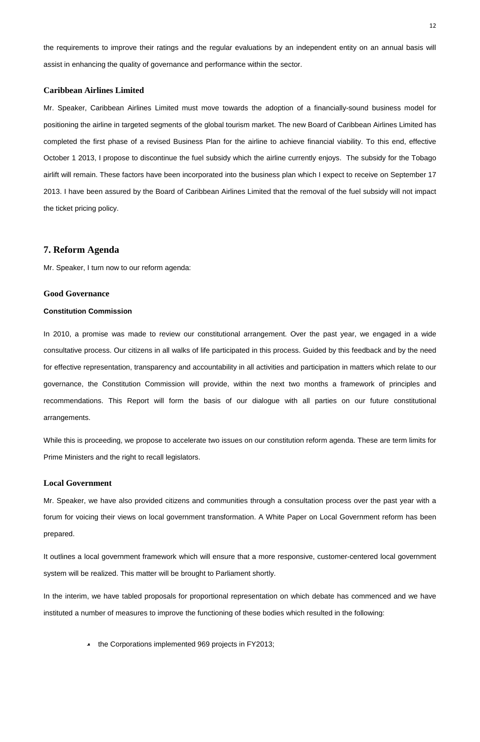the requirements to improve their ratings and the regular evaluations by an independent entity on an annual basis will assist in enhancing the quality of governance and performance within the sector.

### Caribbean Airlines Limited

Mr. Speaker, Caribbean Airlines Limited must move towards the adoption of a financially-sound business model for positioning the airline in targeted segments of the global tourism market. The new Board of Caribbean Airlines Limited has completed the first phase of a revised Business Plan for the airline to achieve financial viability. To this end, effective October 1 2013, I propose to discontinue the fuel subsidy which the airline currently enjoys. The subsidy for the Tobago airlift will remain. These factors have been incorporated into the business plan which I expect to receive on September 17 2013. I have been assured by the Board of Caribbean Airlines Limited that the removal of the fuel subsidy will not impact the ticket pricing policy.

## 7. Reform Agenda

Mr. Speaker, I turn now to our reform agenda:

### Good Governance

#### Constitution Commission

In 2010, a promise was made to review our constitutional arrangement. Over the past year, we engaged in a wide consultative process. Our citizens in all walks of life participated in this process. Guided by this feedback and by the need for effective representation, transparency and accountability in all activities and participation in matters which relate to our governance, the Constitution Commission will provide, within the next two months a framework of principles and recommendations. This Report will form the basis of our dialogue with all parties on our future constitutional arrangements.

While this is proceeding, we propose to accelerate two issues on our constitution reform agenda. These are term limits for Prime Ministers and the right to recall legislators.

### Local Government

Mr. Speaker, we have also provided citizens and communities through a consultation process over the past year with a forum for voicing their views on local government transformation. A White Paper on Local Government reform has been prepared.

It outlines a local government framework which will ensure that a more responsive, customer-centered local government system will be realized. This matter will be brought to Parliament shortly.

In the interim, we have tabled proposals for proportional representation on which debate has commenced and we have instituted a number of measures to improve the functioning of these bodies which resulted in the following:

- the Corporations implemented 969 projects in FY2013;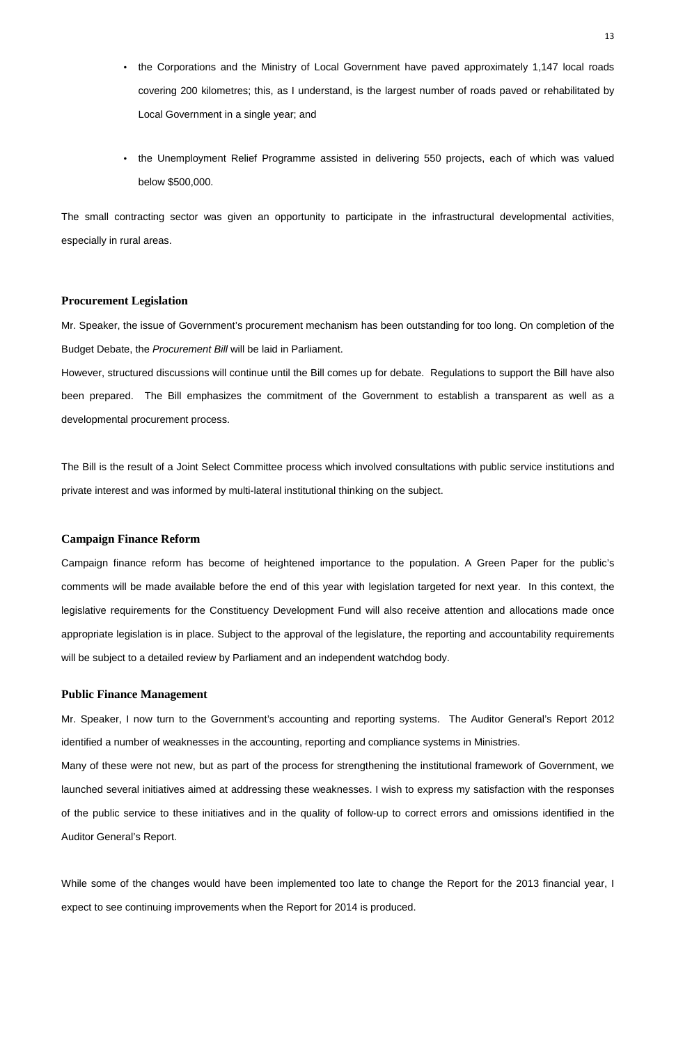- the Corporations and the Ministry of Local Government have paved approximately 1,147 local roads covering 200 kilometres; this, as I understand, is the largest number of roads paved or rehabilitated by Local Government in a single year; and

- the Unemployment Relief Programme assisted in delivering 550 projects, each of which was valued below $500,000.

The small contracting sector was given an opportunity to participate in the infrastructural developmental activities, especially in rural areas.

### Procurement Legislation

Mr. Speaker, the issue of Government's procurement mechanism has been outstanding for too long. On completion of the Budget Debate, the *Procurement Bill* will be laid in Parliament.

However, structured discussions will continue until the Bill comes up for debate. Regulations to support the Bill have also been prepared. The Bill emphasizes the commitment of the Government to establish a transparent as well as a developmental procurement process.

The Bill is the result of a Joint Select Committee process which involved consultations with public service institutions and private interest and was informed by multi-lateral institutional thinking on the subject.

### Campaign Finance Reform

Campaign finance reform has become of heightened importance to the population. A Green Paper for the public's comments will be made available before the end of this year with legislation targeted for next year. In this context, the legislative requirements for the Constituency Development Fund will also receive attention and allocations made once appropriate legislation is in place. Subject to the approval of the legislature, the reporting and accountability requirements will be subject to a detailed review by Parliament and an independent watchdog body.

### Public Finance Management

Mr. Speaker, I now turn to the Government's accounting and reporting systems. The Auditor General's Report 2012 identified a number of weaknesses in the accounting, reporting and compliance systems in Ministries.

Many of these were not new, but as part of the process for strengthening the institutional framework of Government, we launched several initiatives aimed at addressing these weaknesses. I wish to express my satisfaction with the responses of the public service to these initiatives and in the quality of follow-up to correct errors and omissions identified in the Auditor General's Report.

While some of the changes would have been implemented too late to change the Report for the 2013 financial year, I expect to see continuing improvements when the Report for 2014 is produced.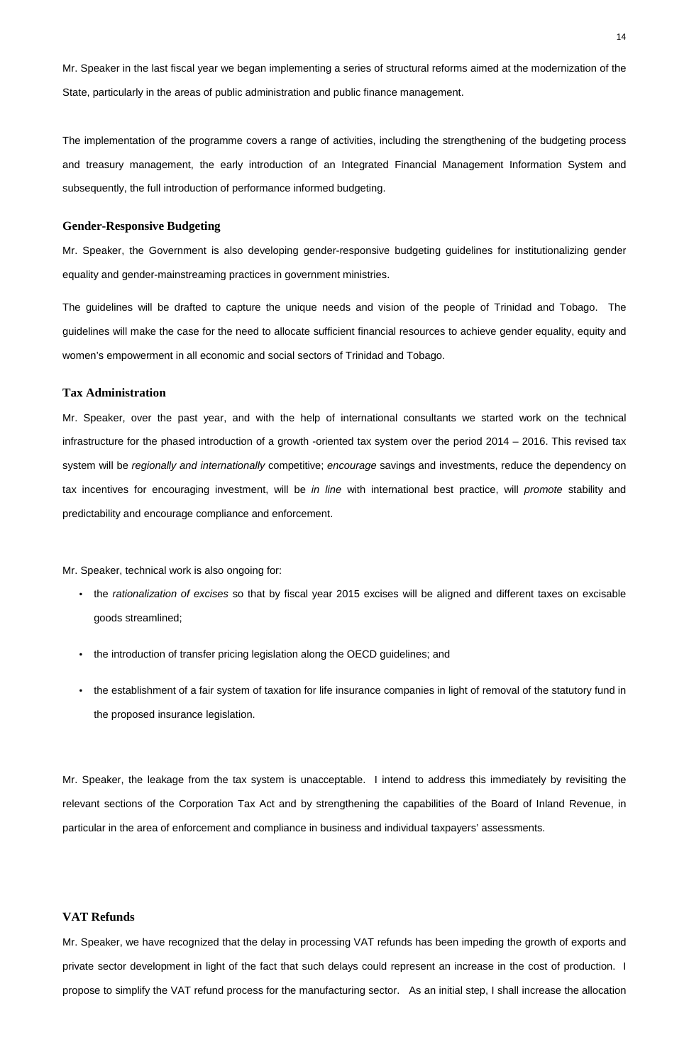Mr. Speaker in the last fiscal year we began implementing a series of structural reforms aimed at the modernization of the State, particularly in the areas of public administration and public finance management.

The implementation of the programme covers a range of activities, including the strengthening of the budgeting process and treasury management, the early introduction of an Integrated Financial Management Information System and subsequently, the full introduction of performance informed budgeting.

### Gender-Responsive Budgeting

Mr. Speaker, the Government is also developing gender-responsive budgeting guidelines for institutionalizing gender equality and gender-mainstreaming practices in government ministries.

The guidelines will be drafted to capture the unique needs and vision of the people of Trinidad and Tobago. The guidelines will make the case for the need to allocate sufficient financial resources to achieve gender equality, equity and women's empowerment in all economic and social sectors of Trinidad and Tobago.

### Tax Administration

Mr. Speaker, over the past year, and with the help of international consultants we started work on the technical infrastructure for the phased introduction of a growth -oriented tax system over the period 2014 – 2016. This revised tax system will be *regionally and internationally* competitive; *encourage* savings and investments, reduce the dependency on tax incentives for encouraging investment, will be *in line* with international best practice, will *promote* stability and predictability and encourage compliance and enforcement.

Mr. Speaker, technical work is also ongoing for:

- the *rationalization of excises* so that by fiscal year 2015 excises will be aligned and different taxes on excisable goods streamlined;
- the introduction of transfer pricing legislation along the OECD guidelines; and
- the establishment of a fair system of taxation for life insurance companies in light of removal of the statutory fund in the proposed insurance legislation.

Mr. Speaker, the leakage from the tax system is unacceptable. I intend to address this immediately by revisiting the relevant sections of the Corporation Tax Act and by strengthening the capabilities of the Board of Inland Revenue, in particular in the area of enforcement and compliance in business and individual taxpayers' assessments.

### VAT Refunds

Mr. Speaker, we have recognized that the delay in processing VAT refunds has been impeding the growth of exports and private sector development in light of the fact that such delays could represent an increase in the cost of production. I propose to simplify the VAT refund process for the manufacturing sector. As an initial step, I shall increase the allocation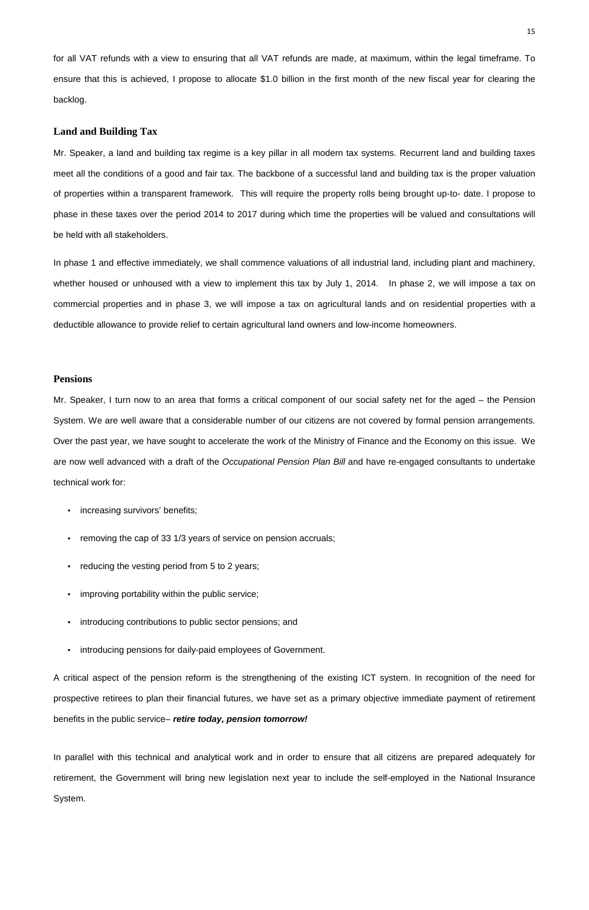for all VAT refunds with a view to ensuring that all VAT refunds are made, at maximum, within the legal timeframe. To ensure that this is achieved, I propose to allocate $1.0 billion in the first month of the new fiscal year for clearing the backlog.

### Land and Building Tax

Mr. Speaker, a land and building tax regime is a key pillar in all modern tax systems. Recurrent land and building taxes meet all the conditions of a good and fair tax. The backbone of a successful land and building tax is the proper valuation of properties within a transparent framework. This will require the property rolls being brought up-to- date. I propose to phase in these taxes over the period 2014 to 2017 during which time the properties will be valued and consultations will be held with all stakeholders.

In phase 1 and effective immediately, we shall commence valuations of all industrial land, including plant and machinery, whether housed or unhoused with a view to implement this tax by July 1, 2014. In phase 2, we will impose a tax on commercial properties and in phase 3, we will impose a tax on agricultural lands and on residential properties with a deductible allowance to provide relief to certain agricultural land owners and low-income homeowners.

### Pensions

Mr. Speaker, I turn now to an area that forms a critical component of our social safety net for the aged – the Pension System. We are well aware that a considerable number of our citizens are not covered by formal pension arrangements. Over the past year, we have sought to accelerate the work of the Ministry of Finance and the Economy on this issue. We are now well advanced with a draft of the *Occupational Pension Plan Bill* and have re-engaged consultants to undertake technical work for:

- increasing survivors' benefits;
- removing the cap of 33 1/3 years of service on pension accruals;
- reducing the vesting period from 5 to 2 years;
- improving portability within the public service;
- introducing contributions to public sector pensions; and
- introducing pensions for daily-paid employees of Government.

A critical aspect of the pension reform is the strengthening of the existing ICT system. In recognition of the need for prospective retirees to plan their financial futures, we have set as a primary objective immediate payment of retirement benefits in the public service– ***retire today, pension tomorrow!***

In parallel with this technical and analytical work and in order to ensure that all citizens are prepared adequately for retirement, the Government will bring new legislation next year to include the self-employed in the National Insurance System.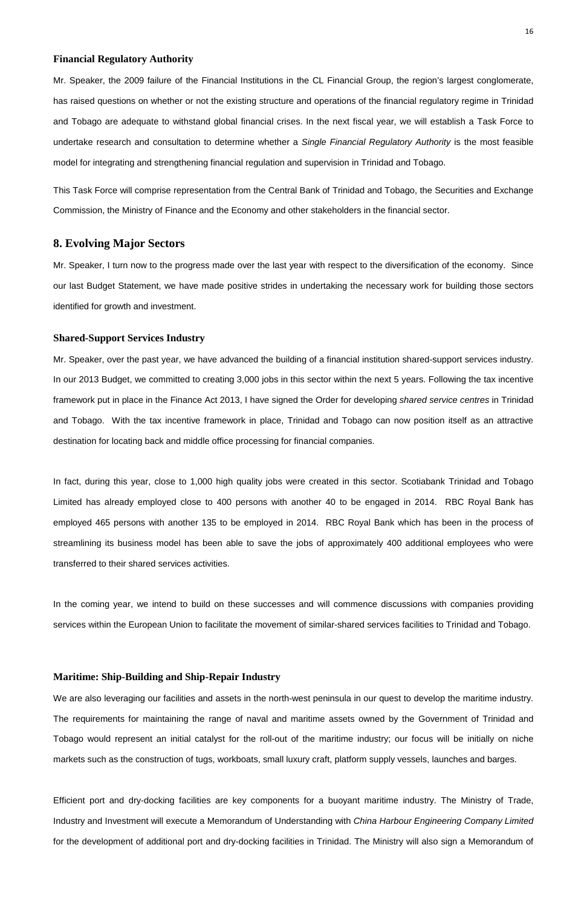### Financial Regulatory Authority

Mr. Speaker, the 2009 failure of the Financial Institutions in the CL Financial Group, the region's largest conglomerate, has raised questions on whether or not the existing structure and operations of the financial regulatory regime in Trinidad and Tobago are adequate to withstand global financial crises. In the next fiscal year, we will establish a Task Force to undertake research and consultation to determine whether a *Single Financial Regulatory Authority* is the most feasible model for integrating and strengthening financial regulation and supervision in Trinidad and Tobago.

This Task Force will comprise representation from the Central Bank of Trinidad and Tobago, the Securities and Exchange Commission, the Ministry of Finance and the Economy and other stakeholders in the financial sector.

## 8. Evolving Major Sectors

Mr. Speaker, I turn now to the progress made over the last year with respect to the diversification of the economy. Since our last Budget Statement, we have made positive strides in undertaking the necessary work for building those sectors identified for growth and investment.

### Shared-Support Services Industry

Mr. Speaker, over the past year, we have advanced the building of a financial institution shared-support services industry. In our 2013 Budget, we committed to creating 3,000 jobs in this sector within the next 5 years. Following the tax incentive framework put in place in the Finance Act 2013, I have signed the Order for developing *shared service centres* in Trinidad and Tobago. With the tax incentive framework in place, Trinidad and Tobago can now position itself as an attractive destination for locating back and middle office processing for financial companies.

In fact, during this year, close to 1,000 high quality jobs were created in this sector. Scotiabank Trinidad and Tobago Limited has already employed close to 400 persons with another 40 to be engaged in 2014. RBC Royal Bank has employed 465 persons with another 135 to be employed in 2014. RBC Royal Bank which has been in the process of streamlining its business model has been able to save the jobs of approximately 400 additional employees who were transferred to their shared services activities.

In the coming year, we intend to build on these successes and will commence discussions with companies providing services within the European Union to facilitate the movement of similar-shared services facilities to Trinidad and Tobago.

### Maritime: Ship-Building and Ship-Repair Industry

We are also leveraging our facilities and assets in the north-west peninsula in our quest to develop the maritime industry. The requirements for maintaining the range of naval and maritime assets owned by the Government of Trinidad and Tobago would represent an initial catalyst for the roll-out of the maritime industry; our focus will be initially on niche markets such as the construction of tugs, workboats, small luxury craft, platform supply vessels, launches and barges.

Efficient port and dry-docking facilities are key components for a buoyant maritime industry. The Ministry of Trade, Industry and Investment will execute a Memorandum of Understanding with *China Harbour Engineering Company Limited* for the development of additional port and dry-docking facilities in Trinidad. The Ministry will also sign a Memorandum of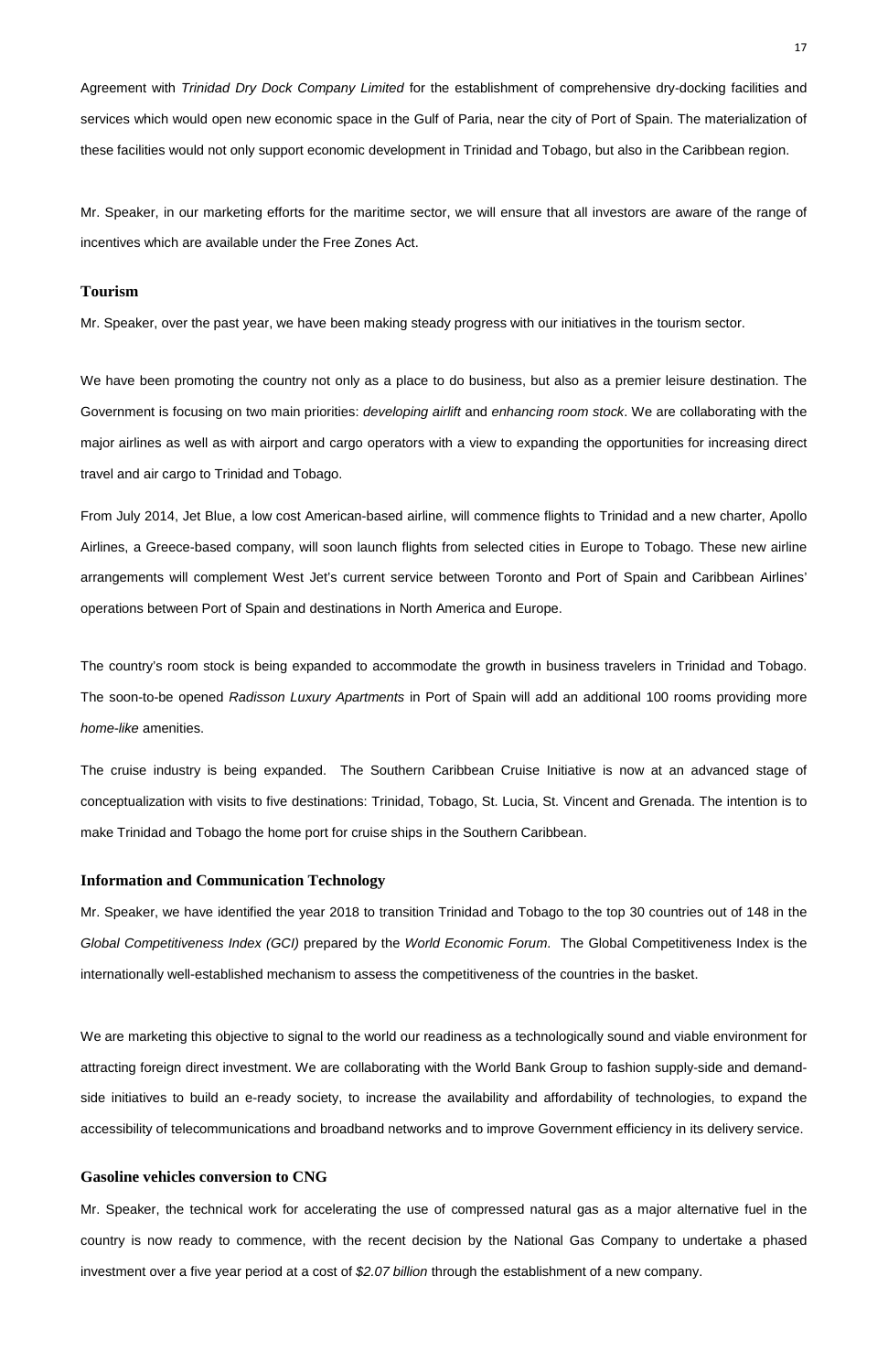Agreement with *Trinidad Dry Dock Company Limited* for the establishment of comprehensive dry-docking facilities and services which would open new economic space in the Gulf of Paria, near the city of Port of Spain. The materialization of these facilities would not only support economic development in Trinidad and Tobago, but also in the Caribbean region.

Mr. Speaker, in our marketing efforts for the maritime sector, we will ensure that all investors are aware of the range of incentives which are available under the Free Zones Act.

### Tourism

Mr. Speaker, over the past year, we have been making steady progress with our initiatives in the tourism sector.

We have been promoting the country not only as a place to do business, but also as a premier leisure destination. The Government is focusing on two main priorities: *developing airlift* and *enhancing room stock*. We are collaborating with the major airlines as well as with airport and cargo operators with a view to expanding the opportunities for increasing direct travel and air cargo to Trinidad and Tobago.

From July 2014, Jet Blue, a low cost American-based airline, will commence flights to Trinidad and a new charter, Apollo Airlines, a Greece-based company, will soon launch flights from selected cities in Europe to Tobago. These new airline arrangements will complement West Jet's current service between Toronto and Port of Spain and Caribbean Airlines' operations between Port of Spain and destinations in North America and Europe.

The country's room stock is being expanded to accommodate the growth in business travelers in Trinidad and Tobago. The soon-to-be opened *Radisson Luxury Apartments* in Port of Spain will add an additional 100 rooms providing more *home-like* amenities.

The cruise industry is being expanded. The Southern Caribbean Cruise Initiative is now at an advanced stage of conceptualization with visits to five destinations: Trinidad, Tobago, St. Lucia, St. Vincent and Grenada. The intention is to make Trinidad and Tobago the home port for cruise ships in the Southern Caribbean.

### Information and Communication Technology

Mr. Speaker, we have identified the year 2018 to transition Trinidad and Tobago to the top 30 countries out of 148 in the *Global Competitiveness Index (GCI)* prepared by the *World Economic Forum*. The Global Competitiveness Index is the internationally well-established mechanism to assess the competitiveness of the countries in the basket.

We are marketing this objective to signal to the world our readiness as a technologically sound and viable environment for attracting foreign direct investment. We are collaborating with the World Bank Group to fashion supply-side and demand-side initiatives to build an e-ready society, to increase the availability and affordability of technologies, to expand the accessibility of telecommunications and broadband networks and to improve Government efficiency in its delivery service.

### Gasoline vehicles conversion to CNG

Mr. Speaker, the technical work for accelerating the use of compressed natural gas as a major alternative fuel in the country is now ready to commence, with the recent decision by the National Gas Company to undertake a phased investment over a five year period at a cost of *$2.07 billion* through the establishment of a new company.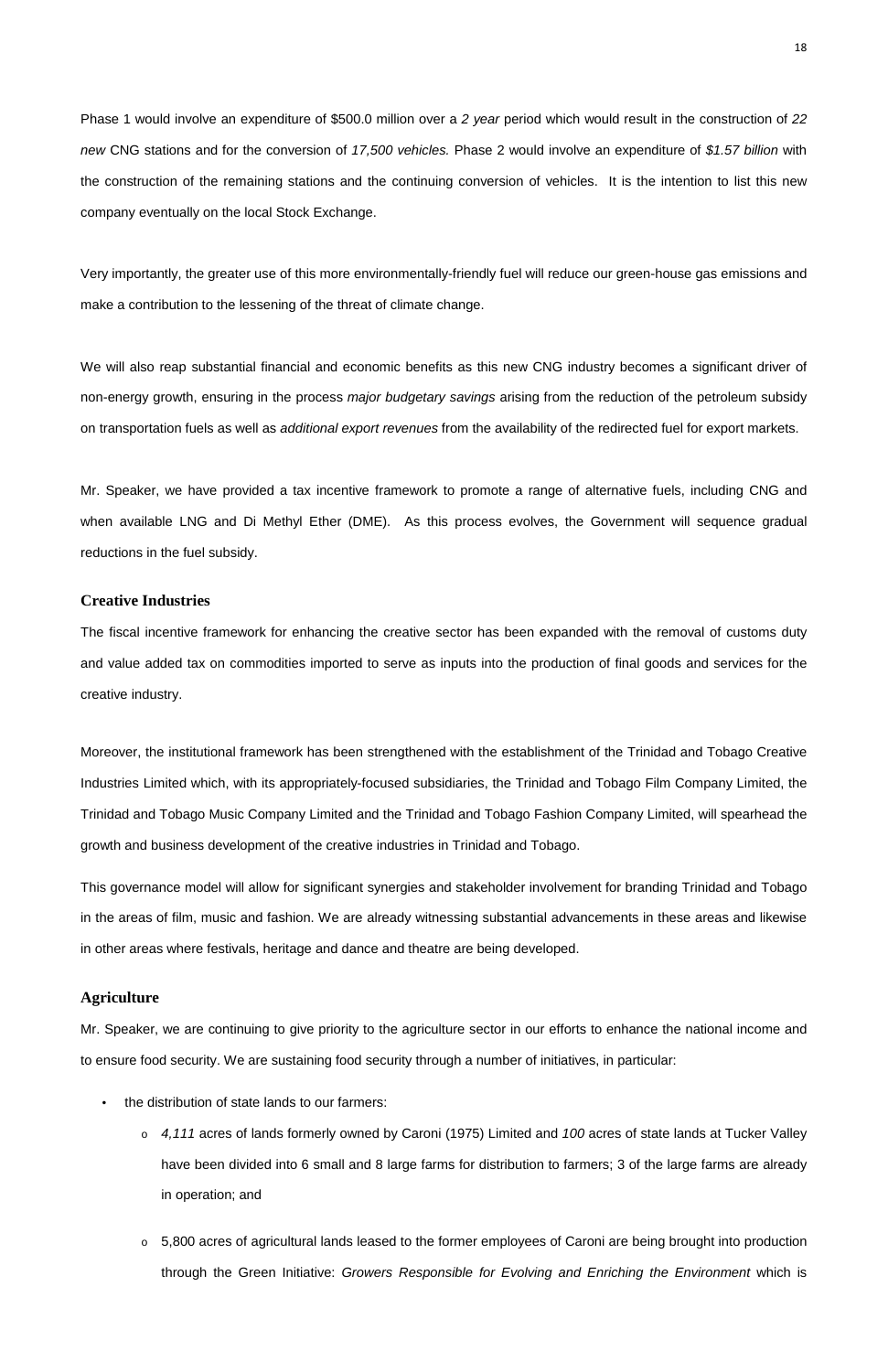Phase 1 would involve an expenditure of $500.0 million over a *2 year* period which would result in the construction of *22 new* CNG stations and for the conversion of *17,500 vehicles.* Phase 2 would involve an expenditure of *$1.57 billion* with the construction of the remaining stations and the continuing conversion of vehicles. It is the intention to list this new company eventually on the local Stock Exchange.

Very importantly, the greater use of this more environmentally-friendly fuel will reduce our green-house gas emissions and make a contribution to the lessening of the threat of climate change.

We will also reap substantial financial and economic benefits as this new CNG industry becomes a significant driver of non-energy growth, ensuring in the process *major budgetary savings* arising from the reduction of the petroleum subsidy on transportation fuels as well as *additional export revenues* from the availability of the redirected fuel for export markets.

Mr. Speaker, we have provided a tax incentive framework to promote a range of alternative fuels, including CNG and when available LNG and Di Methyl Ether (DME). As this process evolves, the Government will sequence gradual reductions in the fuel subsidy.

### Creative Industries

The fiscal incentive framework for enhancing the creative sector has been expanded with the removal of customs duty and value added tax on commodities imported to serve as inputs into the production of final goods and services for the creative industry.

Moreover, the institutional framework has been strengthened with the establishment of the Trinidad and Tobago Creative Industries Limited which, with its appropriately-focused subsidiaries, the Trinidad and Tobago Film Company Limited, the Trinidad and Tobago Music Company Limited and the Trinidad and Tobago Fashion Company Limited, will spearhead the growth and business development of the creative industries in Trinidad and Tobago.

This governance model will allow for significant synergies and stakeholder involvement for branding Trinidad and Tobago in the areas of film, music and fashion. We are already witnessing substantial advancements in these areas and likewise in other areas where festivals, heritage and dance and theatre are being developed.

### Agriculture

Mr. Speaker, we are continuing to give priority to the agriculture sector in our efforts to enhance the national income and to ensure food security. We are sustaining food security through a number of initiatives, in particular:

- the distribution of state lands to our farmers:
  - *4,111* acres of lands formerly owned by Caroni (1975) Limited and *100* acres of state lands at Tucker Valley have been divided into 6 small and 8 large farms for distribution to farmers; 3 of the large farms are already in operation; and
  - 5,800 acres of agricultural lands leased to the former employees of Caroni are being brought into production through the Green Initiative: *Growers Responsible for Evolving and Enriching the Environment* which is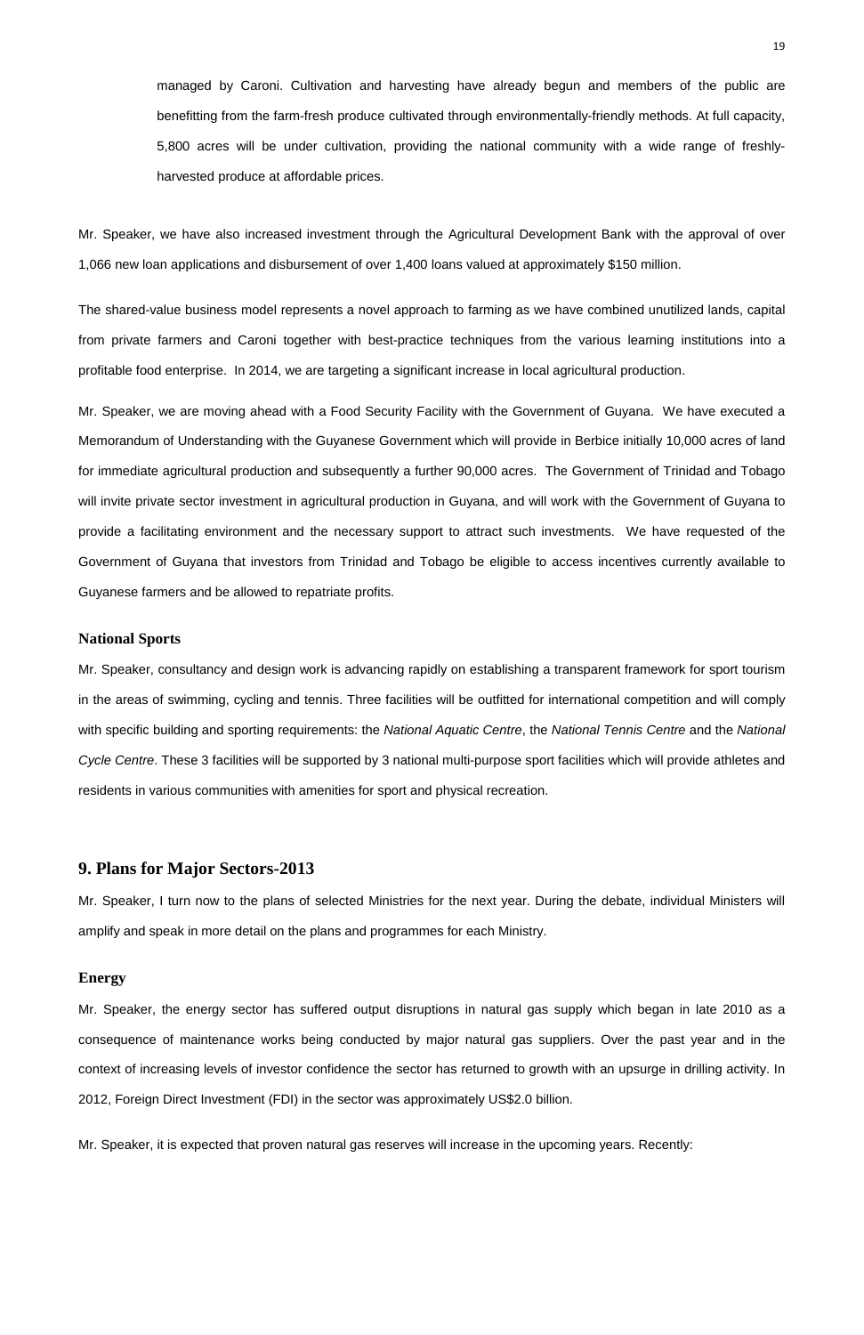managed by Caroni. Cultivation and harvesting have already begun and members of the public are benefitting from the farm-fresh produce cultivated through environmentally-friendly methods. At full capacity, 5,800 acres will be under cultivation, providing the national community with a wide range of freshly-harvested produce at affordable prices.

Mr. Speaker, we have also increased investment through the Agricultural Development Bank with the approval of over 1,066 new loan applications and disbursement of over 1,400 loans valued at approximately $150 million.

The shared-value business model represents a novel approach to farming as we have combined unutilized lands, capital from private farmers and Caroni together with best-practice techniques from the various learning institutions into a profitable food enterprise. In 2014, we are targeting a significant increase in local agricultural production.

Mr. Speaker, we are moving ahead with a Food Security Facility with the Government of Guyana. We have executed a Memorandum of Understanding with the Guyanese Government which will provide in Berbice initially 10,000 acres of land for immediate agricultural production and subsequently a further 90,000 acres. The Government of Trinidad and Tobago will invite private sector investment in agricultural production in Guyana, and will work with the Government of Guyana to provide a facilitating environment and the necessary support to attract such investments. We have requested of the Government of Guyana that investors from Trinidad and Tobago be eligible to access incentives currently available to Guyanese farmers and be allowed to repatriate profits.

### National Sports

Mr. Speaker, consultancy and design work is advancing rapidly on establishing a transparent framework for sport tourism in the areas of swimming, cycling and tennis. Three facilities will be outfitted for international competition and will comply with specific building and sporting requirements: the *National Aquatic Centre*, the *National Tennis Centre* and the *National Cycle Centre*. These 3 facilities will be supported by 3 national multi-purpose sport facilities which will provide athletes and residents in various communities with amenities for sport and physical recreation.

## 9. Plans for Major Sectors-2013

Mr. Speaker, I turn now to the plans of selected Ministries for the next year. During the debate, individual Ministers will amplify and speak in more detail on the plans and programmes for each Ministry.

### Energy

Mr. Speaker, the energy sector has suffered output disruptions in natural gas supply which began in late 2010 as a consequence of maintenance works being conducted by major natural gas suppliers. Over the past year and in the context of increasing levels of investor confidence the sector has returned to growth with an upsurge in drilling activity. In 2012, Foreign Direct Investment (FDI) in the sector was approximately US$2.0 billion.

Mr. Speaker, it is expected that proven natural gas reserves will increase in the upcoming years. Recently: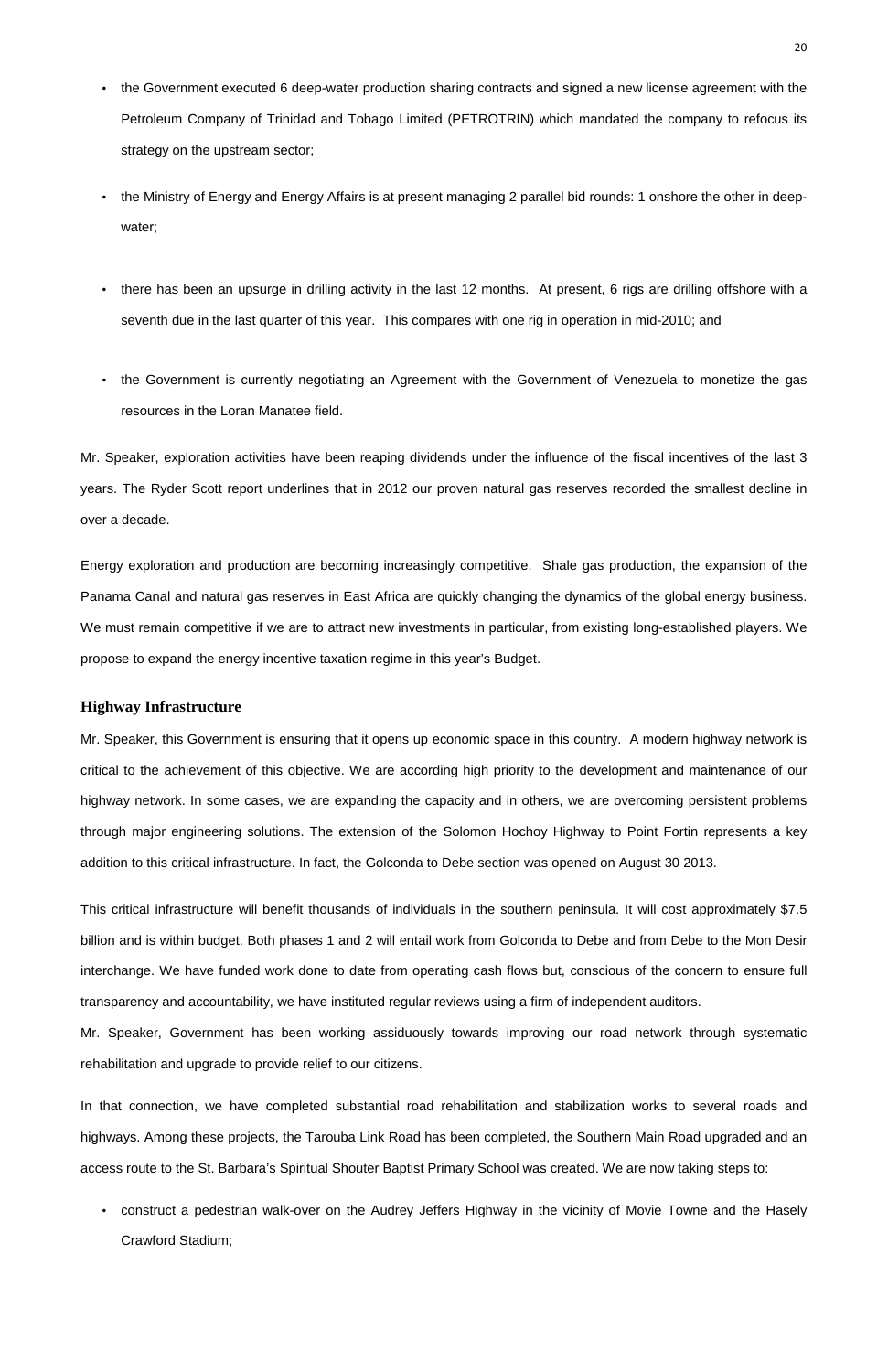- the Government executed 6 deep-water production sharing contracts and signed a new license agreement with the Petroleum Company of Trinidad and Tobago Limited (PETROTRIN) which mandated the company to refocus its strategy on the upstream sector;
- the Ministry of Energy and Energy Affairs is at present managing 2 parallel bid rounds: 1 onshore the other in deep-water;
- there has been an upsurge in drilling activity in the last 12 months. At present, 6 rigs are drilling offshore with a seventh due in the last quarter of this year. This compares with one rig in operation in mid-2010; and
- the Government is currently negotiating an Agreement with the Government of Venezuela to monetize the gas resources in the Loran Manatee field.

Mr. Speaker, exploration activities have been reaping dividends under the influence of the fiscal incentives of the last 3 years. The Ryder Scott report underlines that in 2012 our proven natural gas reserves recorded the smallest decline in over a decade.

Energy exploration and production are becoming increasingly competitive. Shale gas production, the expansion of the Panama Canal and natural gas reserves in East Africa are quickly changing the dynamics of the global energy business. We must remain competitive if we are to attract new investments in particular, from existing long-established players. We propose to expand the energy incentive taxation regime in this year's Budget.

### Highway Infrastructure

Mr. Speaker, this Government is ensuring that it opens up economic space in this country. A modern highway network is critical to the achievement of this objective. We are according high priority to the development and maintenance of our highway network. In some cases, we are expanding the capacity and in others, we are overcoming persistent problems through major engineering solutions. The extension of the Solomon Hochoy Highway to Point Fortin represents a key addition to this critical infrastructure. In fact, the Golconda to Debe section was opened on August 30 2013.

This critical infrastructure will benefit thousands of individuals in the southern peninsula. It will cost approximately $7.5 billion and is within budget. Both phases 1 and 2 will entail work from Golconda to Debe and from Debe to the Mon Desir interchange. We have funded work done to date from operating cash flows but, conscious of the concern to ensure full transparency and accountability, we have instituted regular reviews using a firm of independent auditors.

Mr. Speaker, Government has been working assiduously towards improving our road network through systematic rehabilitation and upgrade to provide relief to our citizens.

In that connection, we have completed substantial road rehabilitation and stabilization works to several roads and highways. Among these projects, the Tarouba Link Road has been completed, the Southern Main Road upgraded and an access route to the St. Barbara's Spiritual Shouter Baptist Primary School was created. We are now taking steps to:

- construct a pedestrian walk-over on the Audrey Jeffers Highway in the vicinity of Movie Towne and the Hasely Crawford Stadium;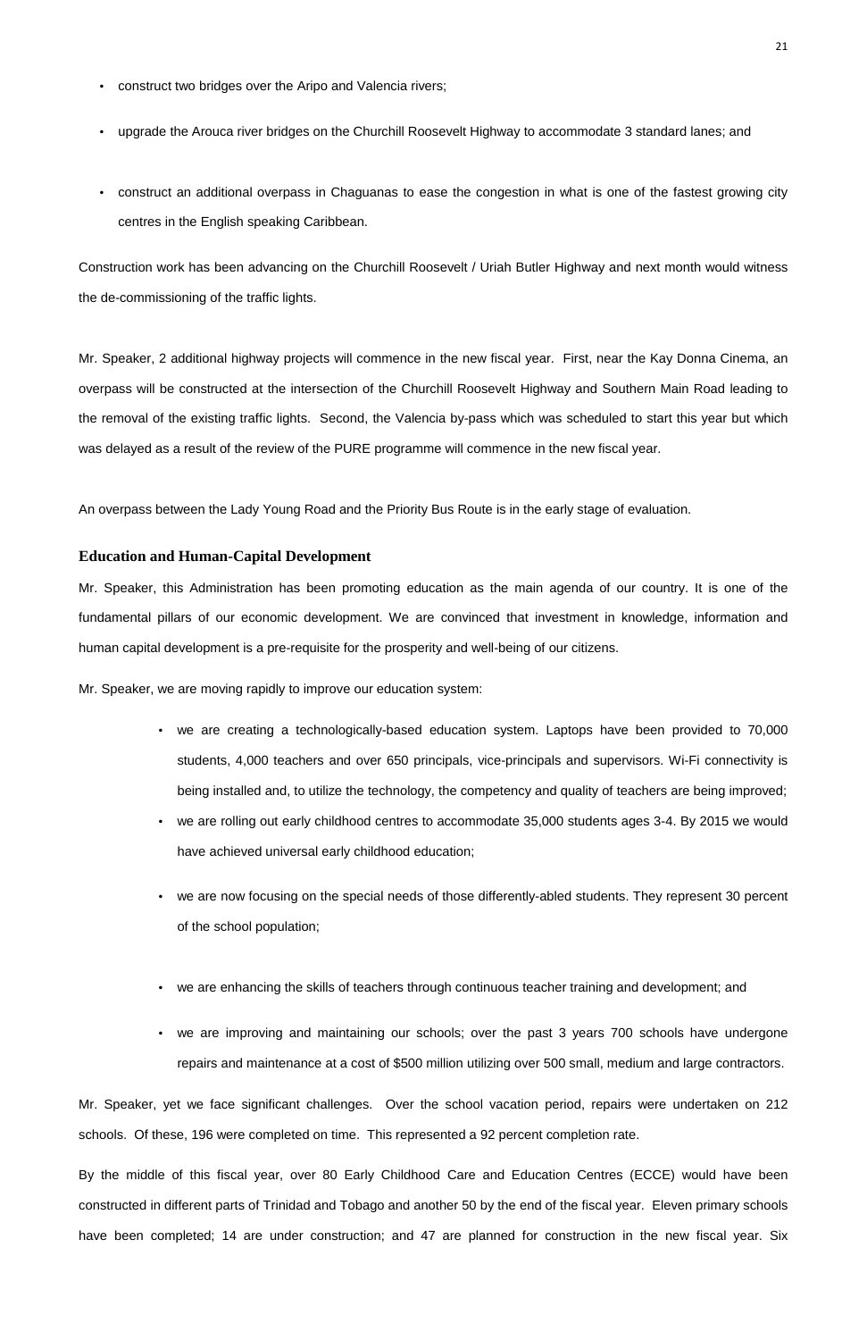- construct two bridges over the Aripo and Valencia rivers;
- upgrade the Arouca river bridges on the Churchill Roosevelt Highway to accommodate 3 standard lanes; and
- construct an additional overpass in Chaguanas to ease the congestion in what is one of the fastest growing city centres in the English speaking Caribbean.

Construction work has been advancing on the Churchill Roosevelt / Uriah Butler Highway and next month would witness the de-commissioning of the traffic lights.

Mr. Speaker, 2 additional highway projects will commence in the new fiscal year. First, near the Kay Donna Cinema, an overpass will be constructed at the intersection of the Churchill Roosevelt Highway and Southern Main Road leading to the removal of the existing traffic lights. Second, the Valencia by-pass which was scheduled to start this year but which was delayed as a result of the review of the PURE programme will commence in the new fiscal year.

An overpass between the Lady Young Road and the Priority Bus Route is in the early stage of evaluation.

## Education and Human-Capital Development

Mr. Speaker, this Administration has been promoting education as the main agenda of our country. It is one of the fundamental pillars of our economic development. We are convinced that investment in knowledge, information and human capital development is a pre-requisite for the prosperity and well-being of our citizens.

Mr. Speaker, we are moving rapidly to improve our education system:

- we are creating a technologically-based education system. Laptops have been provided to 70,000 students, 4,000 teachers and over 650 principals, vice-principals and supervisors. Wi-Fi connectivity is being installed and, to utilize the technology, the competency and quality of teachers are being improved;
- we are rolling out early childhood centres to accommodate 35,000 students ages 3-4. By 2015 we would have achieved universal early childhood education;
- we are now focusing on the special needs of those differently-abled students. They represent 30 percent of the school population;
- we are enhancing the skills of teachers through continuous teacher training and development; and
- we are improving and maintaining our schools; over the past 3 years 700 schools have undergone repairs and maintenance at a cost of $500 million utilizing over 500 small, medium and large contractors.

Mr. Speaker, yet we face significant challenges. Over the school vacation period, repairs were undertaken on 212 schools. Of these, 196 were completed on time. This represented a 92 percent completion rate.

By the middle of this fiscal year, over 80 Early Childhood Care and Education Centres (ECCE) would have been constructed in different parts of Trinidad and Tobago and another 50 by the end of the fiscal year. Eleven primary schools have been completed; 14 are under construction; and 47 are planned for construction in the new fiscal year. Six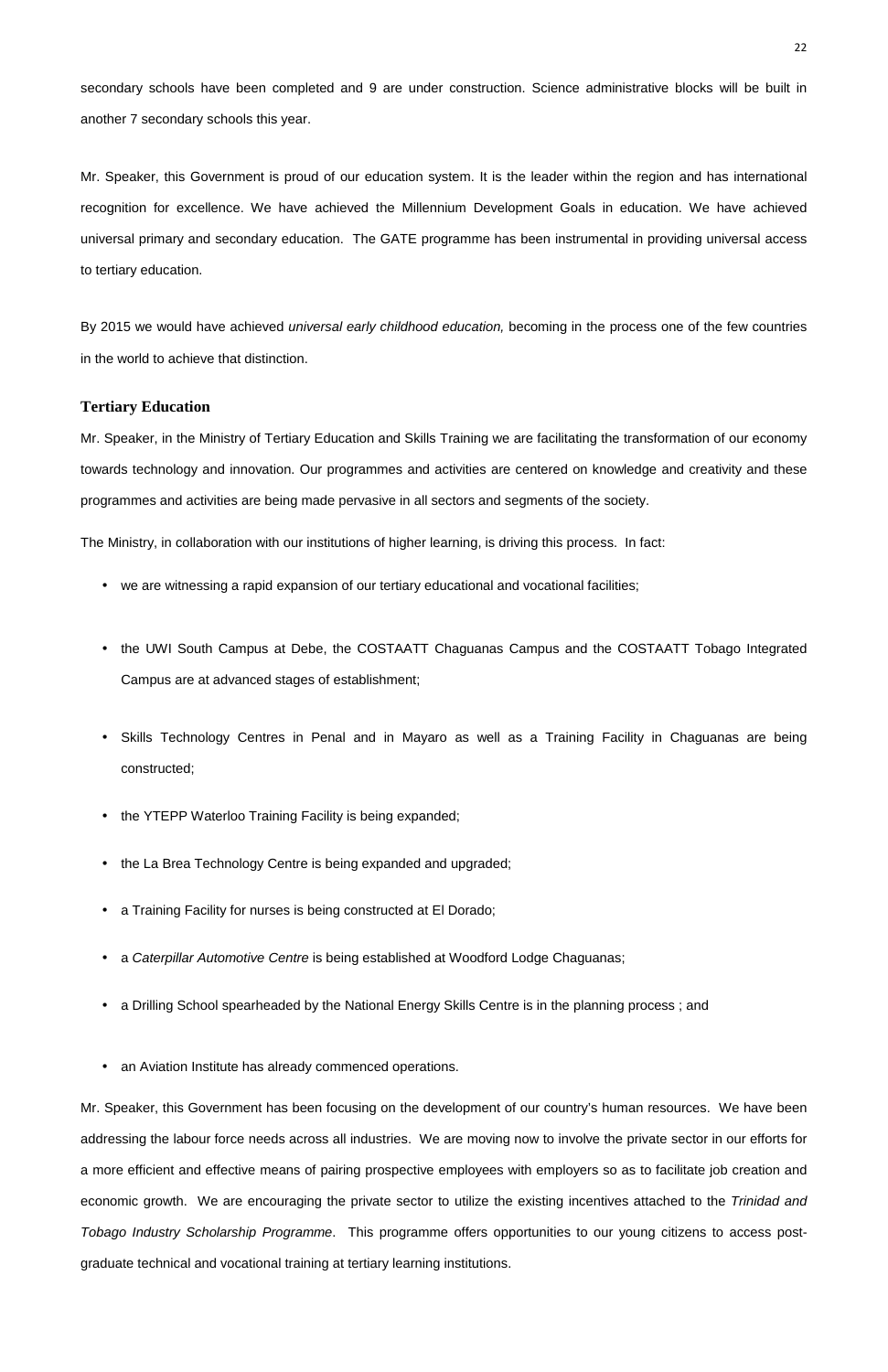secondary schools have been completed and 9 are under construction. Science administrative blocks will be built in another 7 secondary schools this year.

Mr. Speaker, this Government is proud of our education system. It is the leader within the region and has international recognition for excellence. We have achieved the Millennium Development Goals in education. We have achieved universal primary and secondary education. The GATE programme has been instrumental in providing universal access to tertiary education.

By 2015 we would have achieved *universal early childhood education,* becoming in the process one of the few countries in the world to achieve that distinction.

## Tertiary Education

Mr. Speaker, in the Ministry of Tertiary Education and Skills Training we are facilitating the transformation of our economy towards technology and innovation. Our programmes and activities are centered on knowledge and creativity and these programmes and activities are being made pervasive in all sectors and segments of the society.

The Ministry, in collaboration with our institutions of higher learning, is driving this process. In fact:

- we are witnessing a rapid expansion of our tertiary educational and vocational facilities;
- the UWI South Campus at Debe, the COSTAATT Chaguanas Campus and the COSTAATT Tobago Integrated Campus are at advanced stages of establishment;
- Skills Technology Centres in Penal and in Mayaro as well as a Training Facility in Chaguanas are being constructed;
- the YTEPP Waterloo Training Facility is being expanded;
- the La Brea Technology Centre is being expanded and upgraded;
- a Training Facility for nurses is being constructed at El Dorado;
- a *Caterpillar Automotive Centre* is being established at Woodford Lodge Chaguanas;
- a Drilling School spearheaded by the National Energy Skills Centre is in the planning process ; and
- an Aviation Institute has already commenced operations.

Mr. Speaker, this Government has been focusing on the development of our country's human resources. We have been addressing the labour force needs across all industries. We are moving now to involve the private sector in our efforts for a more efficient and effective means of pairing prospective employees with employers so as to facilitate job creation and economic growth. We are encouraging the private sector to utilize the existing incentives attached to the *Trinidad and Tobago Industry Scholarship Programme*. This programme offers opportunities to our young citizens to access post-graduate technical and vocational training at tertiary learning institutions.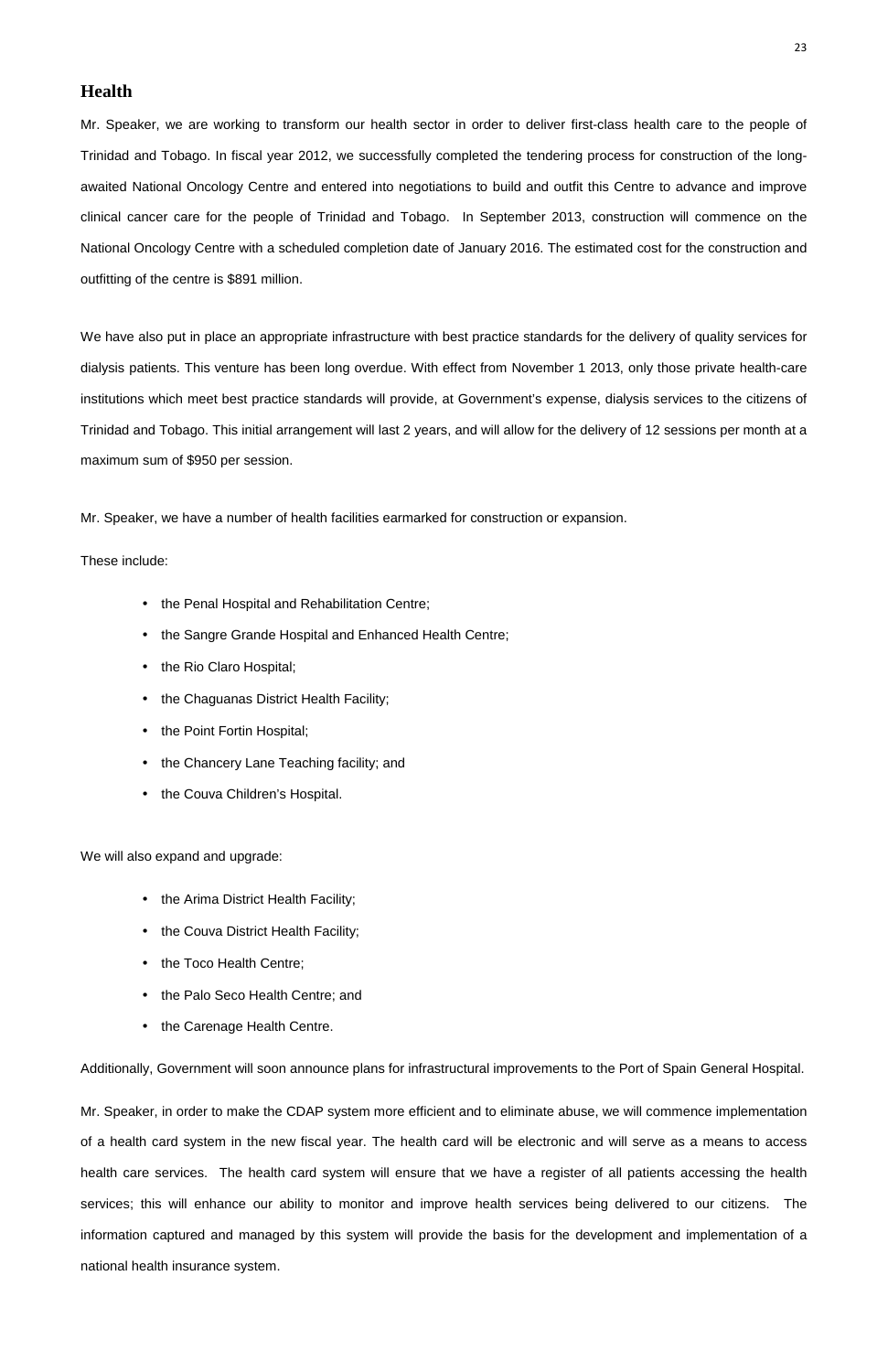## Health

Mr. Speaker, we are working to transform our health sector in order to deliver first-class health care to the people of Trinidad and Tobago. In fiscal year 2012, we successfully completed the tendering process for construction of the long-awaited National Oncology Centre and entered into negotiations to build and outfit this Centre to advance and improve clinical cancer care for the people of Trinidad and Tobago. In September 2013, construction will commence on the National Oncology Centre with a scheduled completion date of January 2016. The estimated cost for the construction and outfitting of the centre is $891 million.

We have also put in place an appropriate infrastructure with best practice standards for the delivery of quality services for dialysis patients. This venture has been long overdue. With effect from November 1 2013, only those private health-care institutions which meet best practice standards will provide, at Government's expense, dialysis services to the citizens of Trinidad and Tobago. This initial arrangement will last 2 years, and will allow for the delivery of 12 sessions per month at a maximum sum of $950 per session.

Mr. Speaker, we have a number of health facilities earmarked for construction or expansion.

These include:

- the Penal Hospital and Rehabilitation Centre;
- the Sangre Grande Hospital and Enhanced Health Centre;
- the Rio Claro Hospital;
- the Chaguanas District Health Facility;
- the Point Fortin Hospital;
- the Chancery Lane Teaching facility; and
- the Couva Children's Hospital.

We will also expand and upgrade:

- the Arima District Health Facility;
- the Couva District Health Facility;
- the Toco Health Centre;
- the Palo Seco Health Centre; and
- the Carenage Health Centre.

Additionally, Government will soon announce plans for infrastructural improvements to the Port of Spain General Hospital.

Mr. Speaker, in order to make the CDAP system more efficient and to eliminate abuse, we will commence implementation of a health card system in the new fiscal year. The health card will be electronic and will serve as a means to access health care services. The health card system will ensure that we have a register of all patients accessing the health services; this will enhance our ability to monitor and improve health services being delivered to our citizens. The information captured and managed by this system will provide the basis for the development and implementation of a national health insurance system.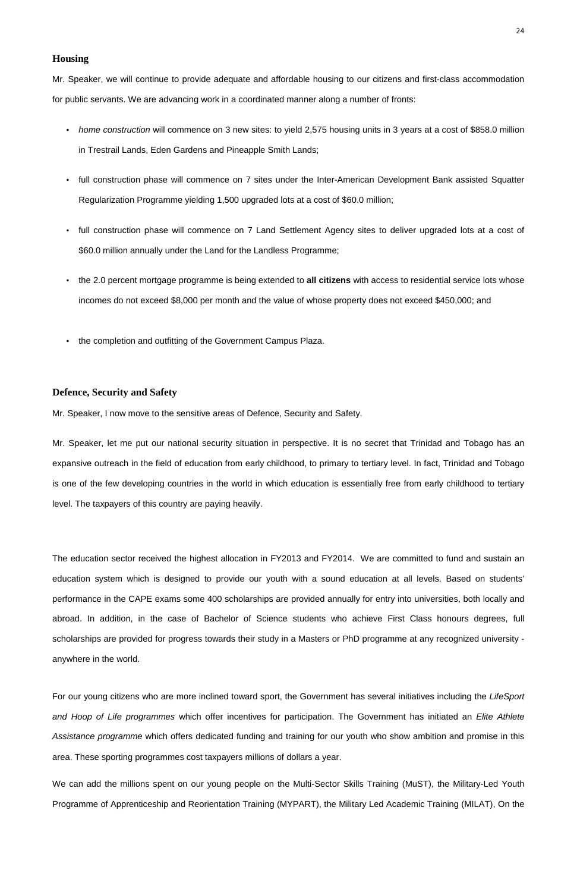## Housing

Mr. Speaker, we will continue to provide adequate and affordable housing to our citizens and first-class accommodation for public servants. We are advancing work in a coordinated manner along a number of fronts:

- *home construction* will commence on 3 new sites: to yield 2,575 housing units in 3 years at a cost of $858.0 million in Trestrail Lands, Eden Gardens and Pineapple Smith Lands;
- full construction phase will commence on 7 sites under the Inter-American Development Bank assisted Squatter Regularization Programme yielding 1,500 upgraded lots at a cost of $60.0 million;
- full construction phase will commence on 7 Land Settlement Agency sites to deliver upgraded lots at a cost of $60.0 million annually under the Land for the Landless Programme;
- the 2.0 percent mortgage programme is being extended to **all citizens** with access to residential service lots whose incomes do not exceed $8,000 per month and the value of whose property does not exceed $450,000; and
- the completion and outfitting of the Government Campus Plaza.

## Defence, Security and Safety

Mr. Speaker, I now move to the sensitive areas of Defence, Security and Safety.

Mr. Speaker, let me put our national security situation in perspective. It is no secret that Trinidad and Tobago has an expansive outreach in the field of education from early childhood, to primary to tertiary level. In fact, Trinidad and Tobago is one of the few developing countries in the world in which education is essentially free from early childhood to tertiary level. The taxpayers of this country are paying heavily.

The education sector received the highest allocation in FY2013 and FY2014. We are committed to fund and sustain an education system which is designed to provide our youth with a sound education at all levels. Based on students' performance in the CAPE exams some 400 scholarships are provided annually for entry into universities, both locally and abroad. In addition, in the case of Bachelor of Science students who achieve First Class honours degrees, full scholarships are provided for progress towards their study in a Masters or PhD programme at any recognized university - anywhere in the world.

For our young citizens who are more inclined toward sport, the Government has several initiatives including the *LifeSport and Hoop of Life programmes* which offer incentives for participation. The Government has initiated an *Elite Athlete Assistance programme* which offers dedicated funding and training for our youth who show ambition and promise in this area. These sporting programmes cost taxpayers millions of dollars a year.

We can add the millions spent on our young people on the Multi-Sector Skills Training (MuST), the Military-Led Youth Programme of Apprenticeship and Reorientation Training (MYPART), the Military Led Academic Training (MILAT), On the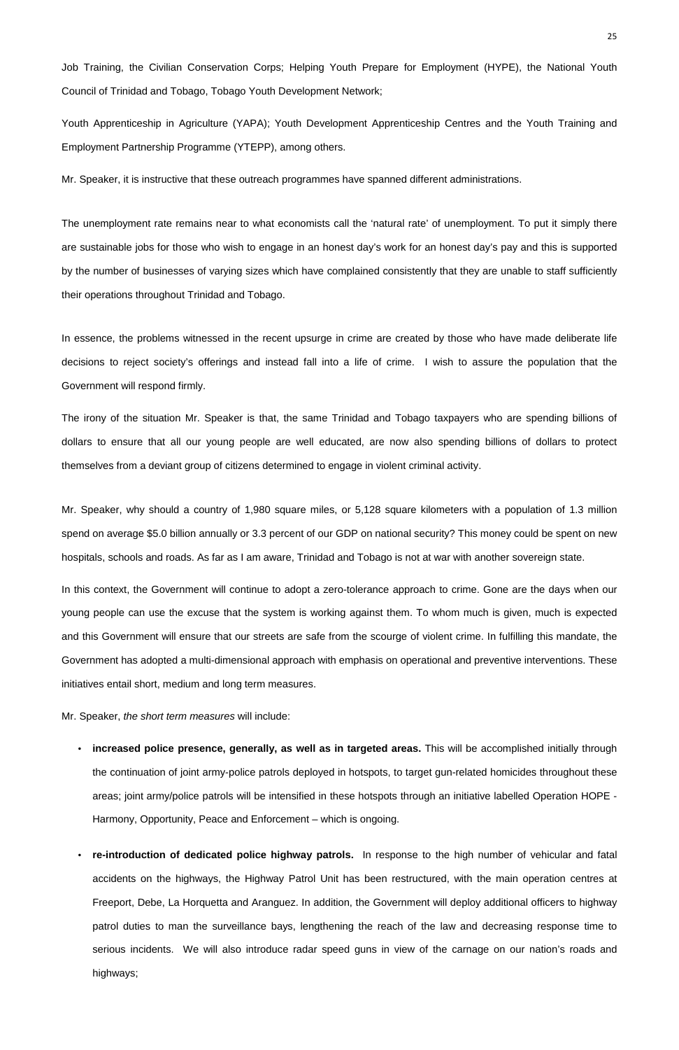Job Training, the Civilian Conservation Corps; Helping Youth Prepare for Employment (HYPE), the National Youth Council of Trinidad and Tobago, Tobago Youth Development Network;

Youth Apprenticeship in Agriculture (YAPA); Youth Development Apprenticeship Centres and the Youth Training and Employment Partnership Programme (YTEPP), among others.

Mr. Speaker, it is instructive that these outreach programmes have spanned different administrations.

The unemployment rate remains near to what economists call the 'natural rate' of unemployment. To put it simply there are sustainable jobs for those who wish to engage in an honest day's work for an honest day's pay and this is supported by the number of businesses of varying sizes which have complained consistently that they are unable to staff sufficiently their operations throughout Trinidad and Tobago.

In essence, the problems witnessed in the recent upsurge in crime are created by those who have made deliberate life decisions to reject society's offerings and instead fall into a life of crime. I wish to assure the population that the Government will respond firmly.

The irony of the situation Mr. Speaker is that, the same Trinidad and Tobago taxpayers who are spending billions of dollars to ensure that all our young people are well educated, are now also spending billions of dollars to protect themselves from a deviant group of citizens determined to engage in violent criminal activity.

Mr. Speaker, why should a country of 1,980 square miles, or 5,128 square kilometers with a population of 1.3 million spend on average $5.0 billion annually or 3.3 percent of our GDP on national security? This money could be spent on new hospitals, schools and roads. As far as I am aware, Trinidad and Tobago is not at war with another sovereign state.

In this context, the Government will continue to adopt a zero-tolerance approach to crime. Gone are the days when our young people can use the excuse that the system is working against them. To whom much is given, much is expected and this Government will ensure that our streets are safe from the scourge of violent crime. In fulfilling this mandate, the Government has adopted a multi-dimensional approach with emphasis on operational and preventive interventions. These initiatives entail short, medium and long term measures.

Mr. Speaker, *the short term measures* will include:

- **increased police presence, generally, as well as in targeted areas.** This will be accomplished initially through the continuation of joint army-police patrols deployed in hotspots, to target gun-related homicides throughout these areas; joint army/police patrols will be intensified in these hotspots through an initiative labelled Operation HOPE - Harmony, Opportunity, Peace and Enforcement – which is ongoing.

- **re-introduction of dedicated police highway patrols.** In response to the high number of vehicular and fatal accidents on the highways, the Highway Patrol Unit has been restructured, with the main operation centres at Freeport, Debe, La Horquetta and Aranguez. In addition, the Government will deploy additional officers to highway patrol duties to man the surveillance bays, lengthening the reach of the law and decreasing response time to serious incidents. We will also introduce radar speed guns in view of the carnage on our nation's roads and highways;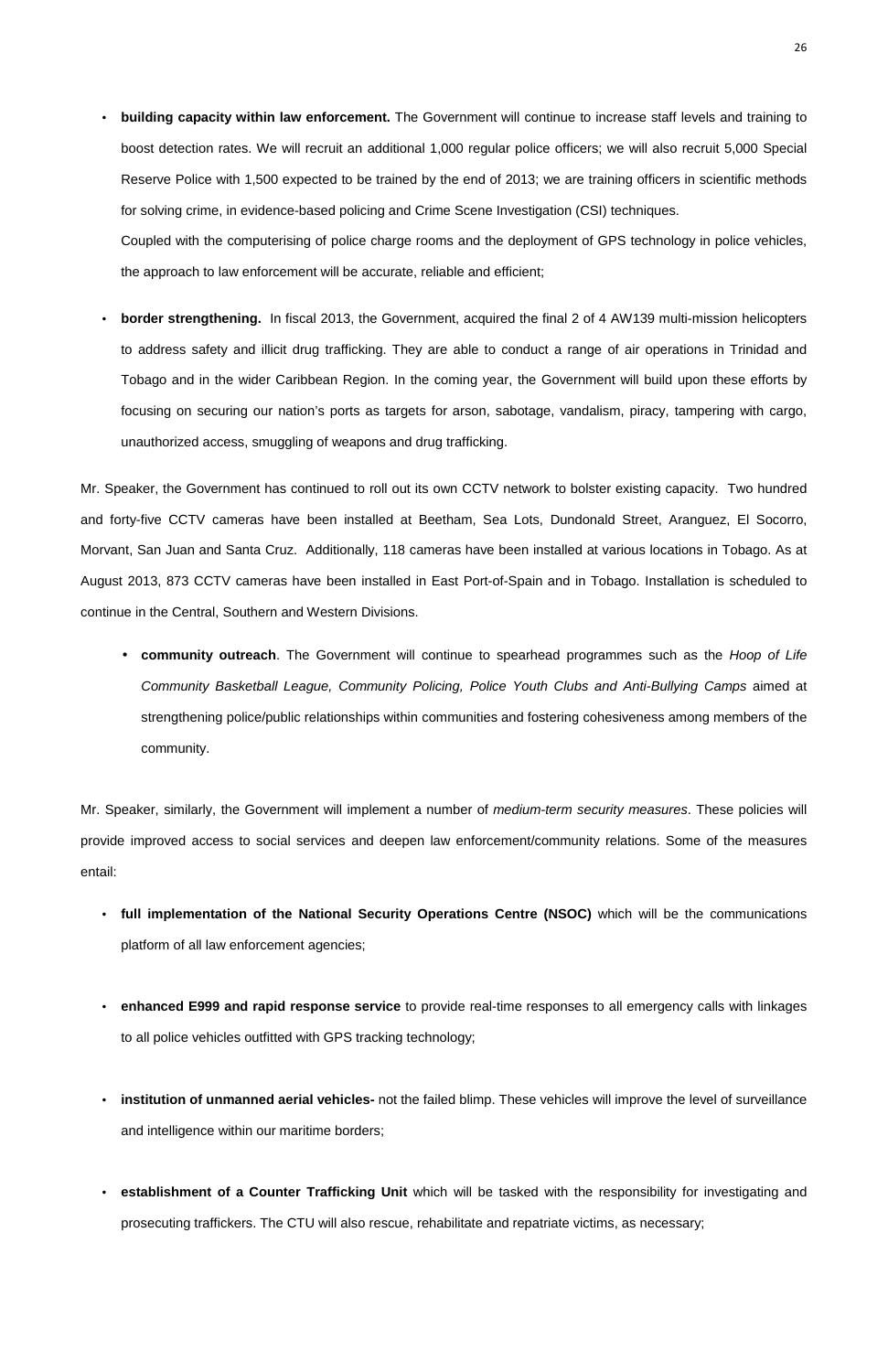- **building capacity within law enforcement.** The Government will continue to increase staff levels and training to boost detection rates. We will recruit an additional 1,000 regular police officers; we will also recruit 5,000 Special Reserve Police with 1,500 expected to be trained by the end of 2013; we are training officers in scientific methods for solving crime, in evidence-based policing and Crime Scene Investigation (CSI) techniques.

  Coupled with the computerising of police charge rooms and the deployment of GPS technology in police vehicles, the approach to law enforcement will be accurate, reliable and efficient;

- **border strengthening.** In fiscal 2013, the Government, acquired the final 2 of 4 AW139 multi-mission helicopters to address safety and illicit drug trafficking. They are able to conduct a range of air operations in Trinidad and Tobago and in the wider Caribbean Region. In the coming year, the Government will build upon these efforts by focusing on securing our nation's ports as targets for arson, sabotage, vandalism, piracy, tampering with cargo, unauthorized access, smuggling of weapons and drug trafficking.

Mr. Speaker, the Government has continued to roll out its own CCTV network to bolster existing capacity. Two hundred and forty-five CCTV cameras have been installed at Beetham, Sea Lots, Dundonald Street, Aranguez, El Socorro, Morvant, San Juan and Santa Cruz. Additionally, 118 cameras have been installed at various locations in Tobago. As at August 2013, 873 CCTV cameras have been installed in East Port-of-Spain and in Tobago. Installation is scheduled to continue in the Central, Southern and Western Divisions.

- **community outreach**. The Government will continue to spearhead programmes such as the *Hoop of Life Community Basketball League, Community Policing, Police Youth Clubs and Anti-Bullying Camps* aimed at strengthening police/public relationships within communities and fostering cohesiveness among members of the community.

Mr. Speaker, similarly, the Government will implement a number of *medium-term security measures*. These policies will provide improved access to social services and deepen law enforcement/community relations. Some of the measures entail:

- **full implementation of the National Security Operations Centre (NSOC)** which will be the communications platform of all law enforcement agencies;

- **enhanced E999 and rapid response service** to provide real-time responses to all emergency calls with linkages to all police vehicles outfitted with GPS tracking technology;

- **institution of unmanned aerial vehicles-** not the failed blimp. These vehicles will improve the level of surveillance and intelligence within our maritime borders;

- **establishment of a Counter Trafficking Unit** which will be tasked with the responsibility for investigating and prosecuting traffickers. The CTU will also rescue, rehabilitate and repatriate victims, as necessary;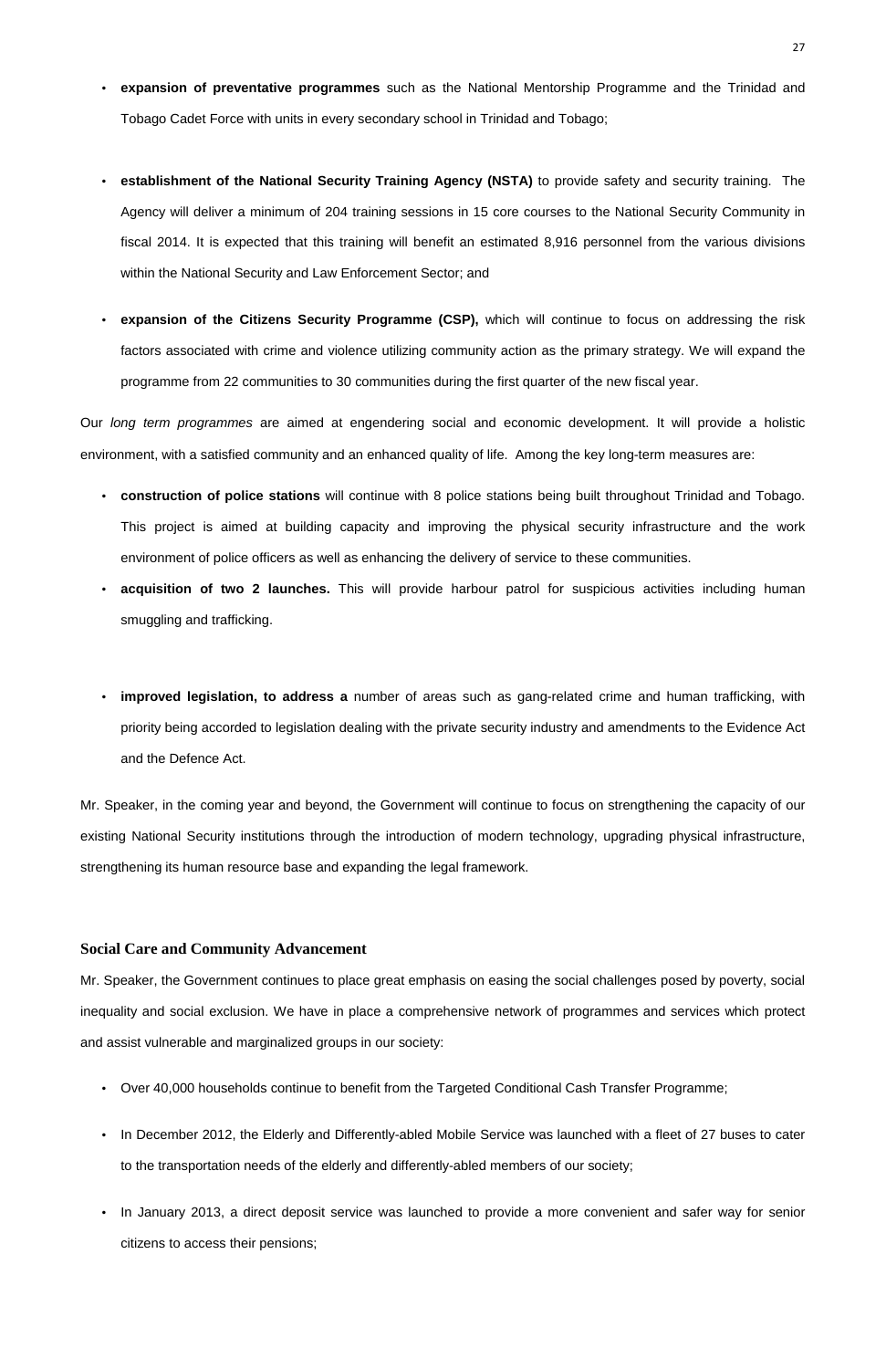- **expansion of preventative programmes** such as the National Mentorship Programme and the Trinidad and Tobago Cadet Force with units in every secondary school in Trinidad and Tobago;

- **establishment of the National Security Training Agency (NSTA)** to provide safety and security training. The Agency will deliver a minimum of 204 training sessions in 15 core courses to the National Security Community in fiscal 2014. It is expected that this training will benefit an estimated 8,916 personnel from the various divisions within the National Security and Law Enforcement Sector; and

- **expansion of the Citizens Security Programme (CSP),** which will continue to focus on addressing the risk factors associated with crime and violence utilizing community action as the primary strategy. We will expand the programme from 22 communities to 30 communities during the first quarter of the new fiscal year.

Our *long term programmes* are aimed at engendering social and economic development. It will provide a holistic environment, with a satisfied community and an enhanced quality of life. Among the key long-term measures are:

- **construction of police stations** will continue with 8 police stations being built throughout Trinidad and Tobago. This project is aimed at building capacity and improving the physical security infrastructure and the work environment of police officers as well as enhancing the delivery of service to these communities.
- **acquisition of two 2 launches.** This will provide harbour patrol for suspicious activities including human smuggling and trafficking.

- **improved legislation, to address a** number of areas such as gang-related crime and human trafficking, with priority being accorded to legislation dealing with the private security industry and amendments to the Evidence Act and the Defence Act.

Mr. Speaker, in the coming year and beyond, the Government will continue to focus on strengthening the capacity of our existing National Security institutions through the introduction of modern technology, upgrading physical infrastructure, strengthening its human resource base and expanding the legal framework.

### Social Care and Community Advancement

Mr. Speaker, the Government continues to place great emphasis on easing the social challenges posed by poverty, social inequality and social exclusion. We have in place a comprehensive network of programmes and services which protect and assist vulnerable and marginalized groups in our society:

- Over 40,000 households continue to benefit from the Targeted Conditional Cash Transfer Programme;

- In December 2012, the Elderly and Differently-abled Mobile Service was launched with a fleet of 27 buses to cater to the transportation needs of the elderly and differently-abled members of our society;

- In January 2013, a direct deposit service was launched to provide a more convenient and safer way for senior citizens to access their pensions;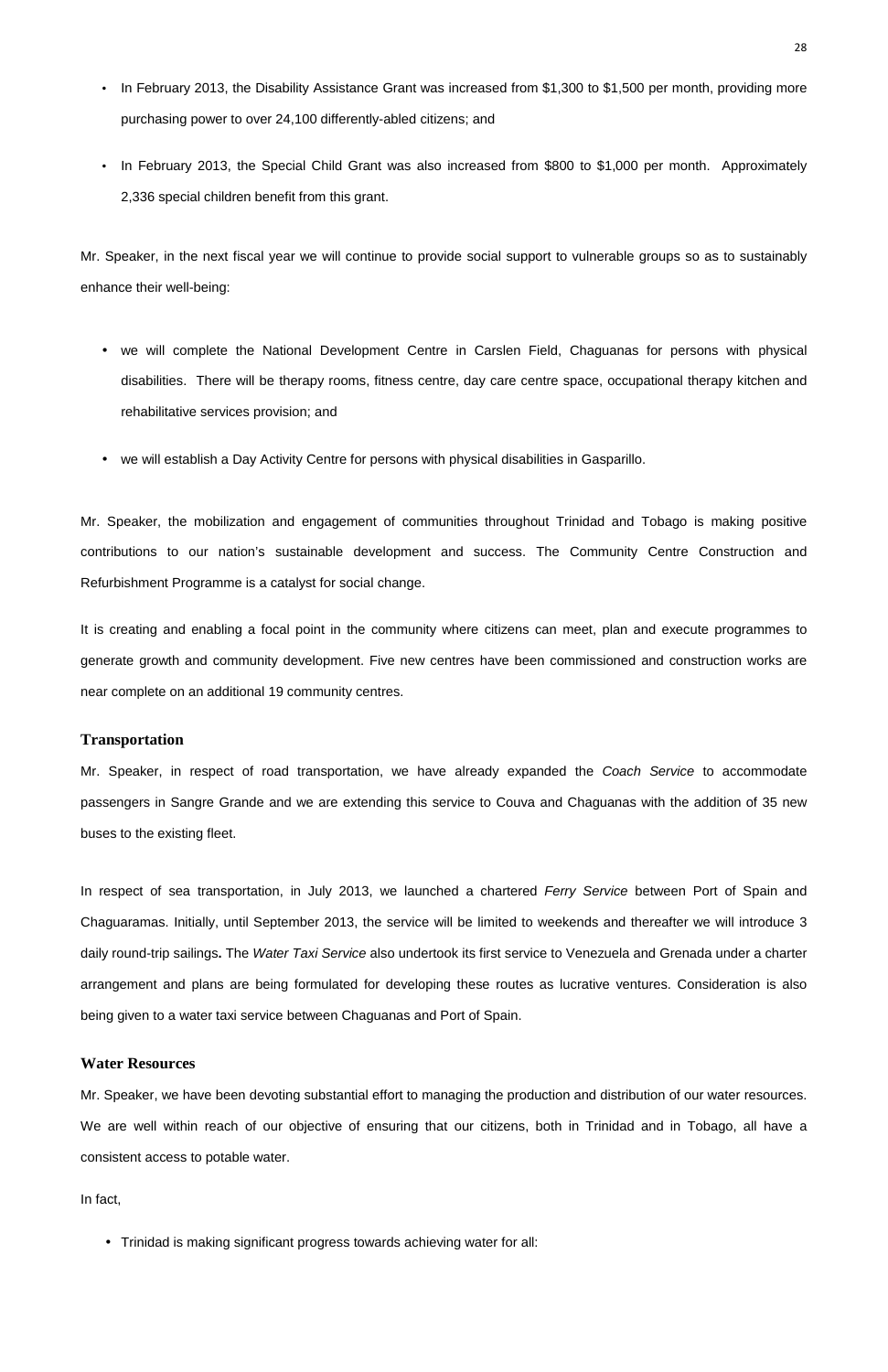- In February 2013, the Disability Assistance Grant was increased from $1,300 to $1,500 per month, providing more purchasing power to over 24,100 differently-abled citizens; and
- In February 2013, the Special Child Grant was also increased from $800 to $1,000 per month. Approximately 2,336 special children benefit from this grant.

Mr. Speaker, in the next fiscal year we will continue to provide social support to vulnerable groups so as to sustainably enhance their well-being:

- we will complete the National Development Centre in Carslen Field, Chaguanas for persons with physical disabilities. There will be therapy rooms, fitness centre, day care centre space, occupational therapy kitchen and rehabilitative services provision; and
- we will establish a Day Activity Centre for persons with physical disabilities in Gasparillo.

Mr. Speaker, the mobilization and engagement of communities throughout Trinidad and Tobago is making positive contributions to our nation's sustainable development and success. The Community Centre Construction and Refurbishment Programme is a catalyst for social change.

It is creating and enabling a focal point in the community where citizens can meet, plan and execute programmes to generate growth and community development. Five new centres have been commissioned and construction works are near complete on an additional 19 community centres.

### Transportation

Mr. Speaker, in respect of road transportation, we have already expanded the *Coach Service* to accommodate passengers in Sangre Grande and we are extending this service to Couva and Chaguanas with the addition of 35 new buses to the existing fleet.

In respect of sea transportation, in July 2013, we launched a chartered *Ferry Service* between Port of Spain and Chaguaramas. Initially, until September 2013, the service will be limited to weekends and thereafter we will introduce 3 daily round-trip sailings**.** The *Water Taxi Service* also undertook its first service to Venezuela and Grenada under a charter arrangement and plans are being formulated for developing these routes as lucrative ventures. Consideration is also being given to a water taxi service between Chaguanas and Port of Spain.

### Water Resources

Mr. Speaker, we have been devoting substantial effort to managing the production and distribution of our water resources. We are well within reach of our objective of ensuring that our citizens, both in Trinidad and in Tobago, all have a consistent access to potable water.

In fact,

- Trinidad is making significant progress towards achieving water for all: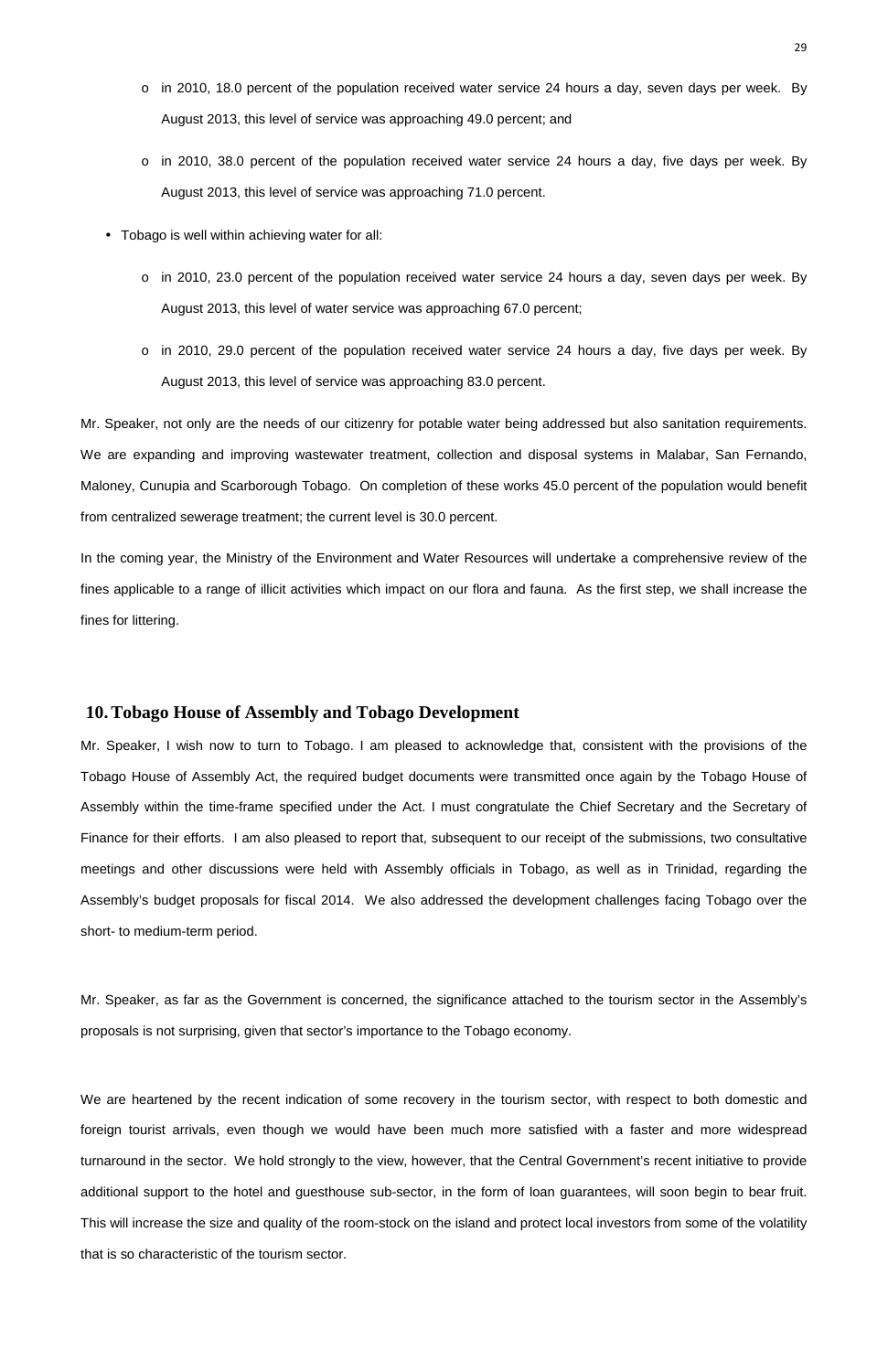- in 2010, 18.0 percent of the population received water service 24 hours a day, seven days per week. By August 2013, this level of service was approaching 49.0 percent; and
- in 2010, 38.0 percent of the population received water service 24 hours a day, five days per week. By August 2013, this level of service was approaching 71.0 percent.

- Tobago is well within achieving water for all:
  - in 2010, 23.0 percent of the population received water service 24 hours a day, seven days per week. By August 2013, this level of water service was approaching 67.0 percent;
  - in 2010, 29.0 percent of the population received water service 24 hours a day, five days per week. By August 2013, this level of service was approaching 83.0 percent.

Mr. Speaker, not only are the needs of our citizenry for potable water being addressed but also sanitation requirements. We are expanding and improving wastewater treatment, collection and disposal systems in Malabar, San Fernando, Maloney, Cunupia and Scarborough Tobago. On completion of these works 45.0 percent of the population would benefit from centralized sewerage treatment; the current level is 30.0 percent.

In the coming year, the Ministry of the Environment and Water Resources will undertake a comprehensive review of the fines applicable to a range of illicit activities which impact on our flora and fauna. As the first step, we shall increase the fines for littering.

## 10. Tobago House of Assembly and Tobago Development

Mr. Speaker, I wish now to turn to Tobago. I am pleased to acknowledge that, consistent with the provisions of the Tobago House of Assembly Act, the required budget documents were transmitted once again by the Tobago House of Assembly within the time-frame specified under the Act. I must congratulate the Chief Secretary and the Secretary of Finance for their efforts. I am also pleased to report that, subsequent to our receipt of the submissions, two consultative meetings and other discussions were held with Assembly officials in Tobago, as well as in Trinidad, regarding the Assembly's budget proposals for fiscal 2014. We also addressed the development challenges facing Tobago over the short- to medium-term period.

Mr. Speaker, as far as the Government is concerned, the significance attached to the tourism sector in the Assembly's proposals is not surprising, given that sector's importance to the Tobago economy.

We are heartened by the recent indication of some recovery in the tourism sector, with respect to both domestic and foreign tourist arrivals, even though we would have been much more satisfied with a faster and more widespread turnaround in the sector. We hold strongly to the view, however, that the Central Government's recent initiative to provide additional support to the hotel and guesthouse sub-sector, in the form of loan guarantees, will soon begin to bear fruit. This will increase the size and quality of the room-stock on the island and protect local investors from some of the volatility that is so characteristic of the tourism sector.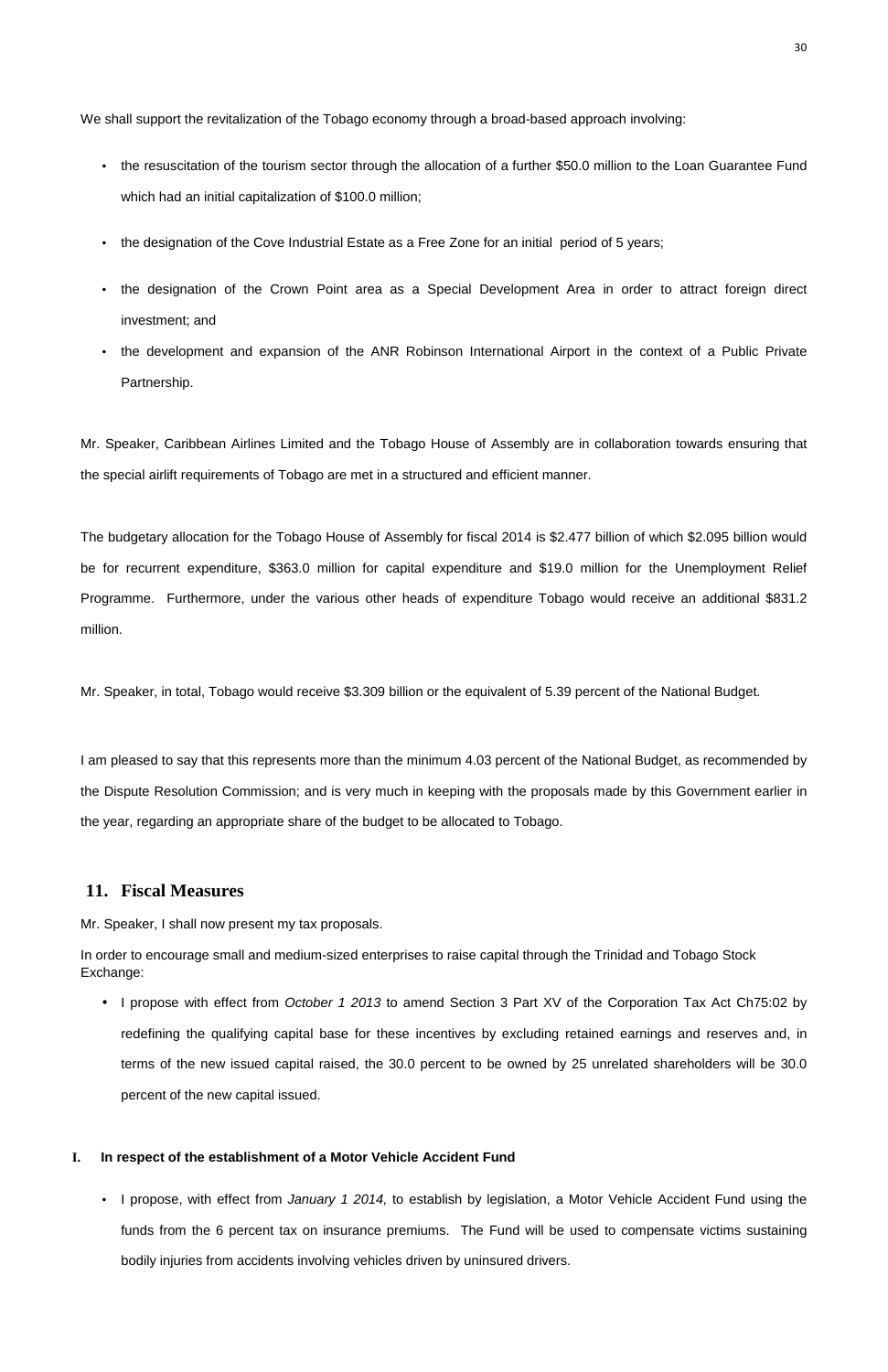We shall support the revitalization of the Tobago economy through a broad-based approach involving:

- the resuscitation of the tourism sector through the allocation of a further $50.0 million to the Loan Guarantee Fund which had an initial capitalization of $100.0 million;
- the designation of the Cove Industrial Estate as a Free Zone for an initial period of 5 years;
- the designation of the Crown Point area as a Special Development Area in order to attract foreign direct investment; and
- the development and expansion of the ANR Robinson International Airport in the context of a Public Private Partnership.

Mr. Speaker, Caribbean Airlines Limited and the Tobago House of Assembly are in collaboration towards ensuring that the special airlift requirements of Tobago are met in a structured and efficient manner.

The budgetary allocation for the Tobago House of Assembly for fiscal 2014 is $2.477 billion of which $2.095 billion would be for recurrent expenditure, $363.0 million for capital expenditure and $19.0 million for the Unemployment Relief Programme. Furthermore, under the various other heads of expenditure Tobago would receive an additional $831.2 million.

Mr. Speaker, in total, Tobago would receive $3.309 billion or the equivalent of 5.39 percent of the National Budget.

I am pleased to say that this represents more than the minimum 4.03 percent of the National Budget, as recommended by the Dispute Resolution Commission; and is very much in keeping with the proposals made by this Government earlier in the year, regarding an appropriate share of the budget to be allocated to Tobago.

## 11. Fiscal Measures

Mr. Speaker, I shall now present my tax proposals.

In order to encourage small and medium-sized enterprises to raise capital through the Trinidad and Tobago Stock Exchange:

- I propose with effect from *October 1 2013* to amend Section 3 Part XV of the Corporation Tax Act Ch75:02 by redefining the qualifying capital base for these incentives by excluding retained earnings and reserves and, in terms of the new issued capital raised, the 30.0 percent to be owned by 25 unrelated shareholders will be 30.0 percent of the new capital issued.

### I. In respect of the establishment of a Motor Vehicle Accident Fund

- I propose, with effect from *January 1 2014,* to establish by legislation, a Motor Vehicle Accident Fund using the funds from the 6 percent tax on insurance premiums. The Fund will be used to compensate victims sustaining bodily injuries from accidents involving vehicles driven by uninsured drivers.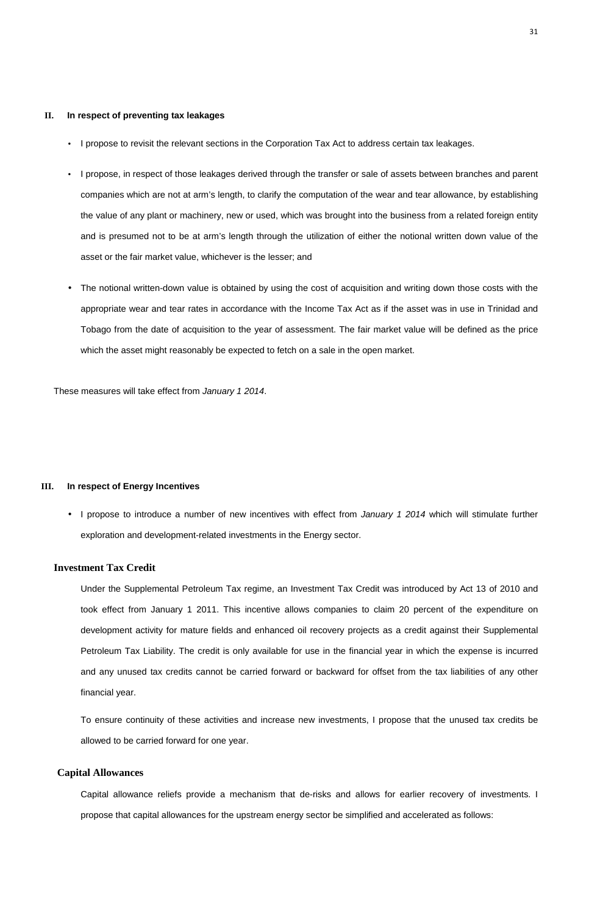## II. In respect of preventing tax leakages

- I propose to revisit the relevant sections in the Corporation Tax Act to address certain tax leakages.
- I propose, in respect of those leakages derived through the transfer or sale of assets between branches and parent companies which are not at arm's length, to clarify the computation of the wear and tear allowance, by establishing the value of any plant or machinery, new or used, which was brought into the business from a related foreign entity and is presumed not to be at arm's length through the utilization of either the notional written down value of the asset or the fair market value, whichever is the lesser; and
- The notional written-down value is obtained by using the cost of acquisition and writing down those costs with the appropriate wear and tear rates in accordance with the Income Tax Act as if the asset was in use in Trinidad and Tobago from the date of acquisition to the year of assessment. The fair market value will be defined as the price which the asset might reasonably be expected to fetch on a sale in the open market.

These measures will take effect from *January 1 2014*.

## III. In respect of Energy Incentives

- I propose to introduce a number of new incentives with effect from *January 1 2014* which will stimulate further exploration and development-related investments in the Energy sector.

### Investment Tax Credit

Under the Supplemental Petroleum Tax regime, an Investment Tax Credit was introduced by Act 13 of 2010 and took effect from January 1 2011. This incentive allows companies to claim 20 percent of the expenditure on development activity for mature fields and enhanced oil recovery projects as a credit against their Supplemental Petroleum Tax Liability. The credit is only available for use in the financial year in which the expense is incurred and any unused tax credits cannot be carried forward or backward for offset from the tax liabilities of any other financial year.

To ensure continuity of these activities and increase new investments, I propose that the unused tax credits be allowed to be carried forward for one year.

### Capital Allowances

Capital allowance reliefs provide a mechanism that de-risks and allows for earlier recovery of investments. I propose that capital allowances for the upstream energy sector be simplified and accelerated as follows: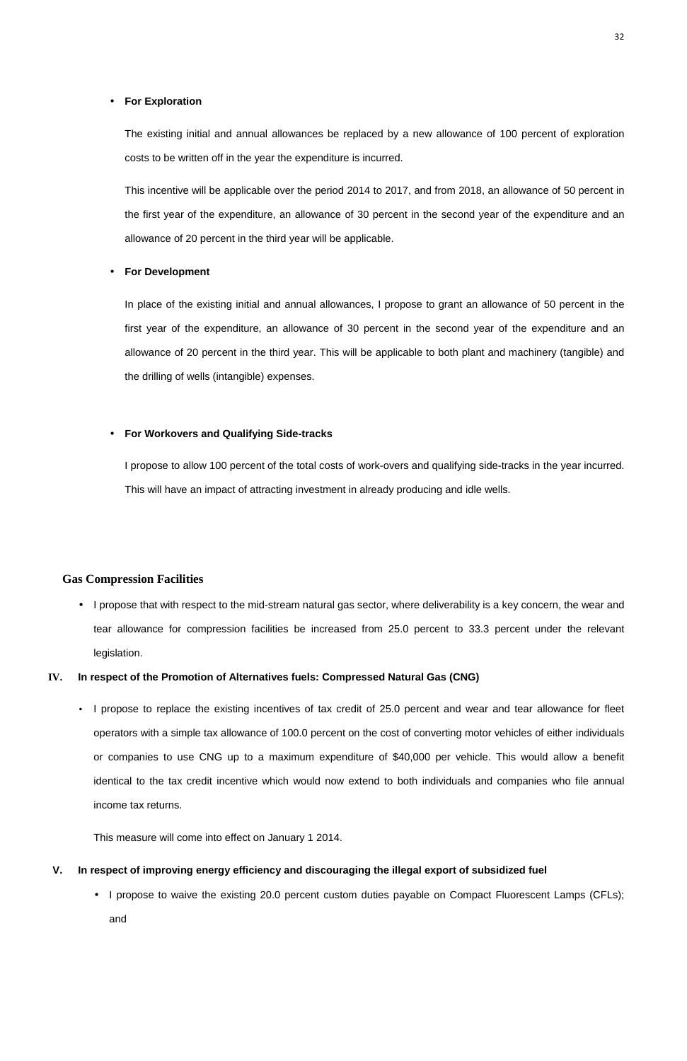- **For Exploration**

  The existing initial and annual allowances be replaced by a new allowance of 100 percent of exploration costs to be written off in the year the expenditure is incurred.

  This incentive will be applicable over the period 2014 to 2017, and from 2018, an allowance of 50 percent in the first year of the expenditure, an allowance of 30 percent in the second year of the expenditure and an allowance of 20 percent in the third year will be applicable.

- **For Development**

  In place of the existing initial and annual allowances, I propose to grant an allowance of 50 percent in the first year of the expenditure, an allowance of 30 percent in the second year of the expenditure and an allowance of 20 percent in the third year. This will be applicable to both plant and machinery (tangible) and the drilling of wells (intangible) expenses.

- **For Workovers and Qualifying Side-tracks**

  I propose to allow 100 percent of the total costs of work-overs and qualifying side-tracks in the year incurred. This will have an impact of attracting investment in already producing and idle wells.

**Gas Compression Facilities**

- I propose that with respect to the mid-stream natural gas sector, where deliverability is a key concern, the wear and tear allowance for compression facilities be increased from 25.0 percent to 33.3 percent under the relevant legislation.

**IV. In respect of the Promotion of Alternatives fuels: Compressed Natural Gas (CNG)**

- I propose to replace the existing incentives of tax credit of 25.0 percent and wear and tear allowance for fleet operators with a simple tax allowance of 100.0 percent on the cost of converting motor vehicles of either individuals or companies to use CNG up to a maximum expenditure of $40,000 per vehicle. This would allow a benefit identical to the tax credit incentive which would now extend to both individuals and companies who file annual income tax returns.

  This measure will come into effect on January 1 2014.

**V. In respect of improving energy efficiency and discouraging the illegal export of subsidized fuel**

- I propose to waive the existing 20.0 percent custom duties payable on Compact Fluorescent Lamps (CFLs); and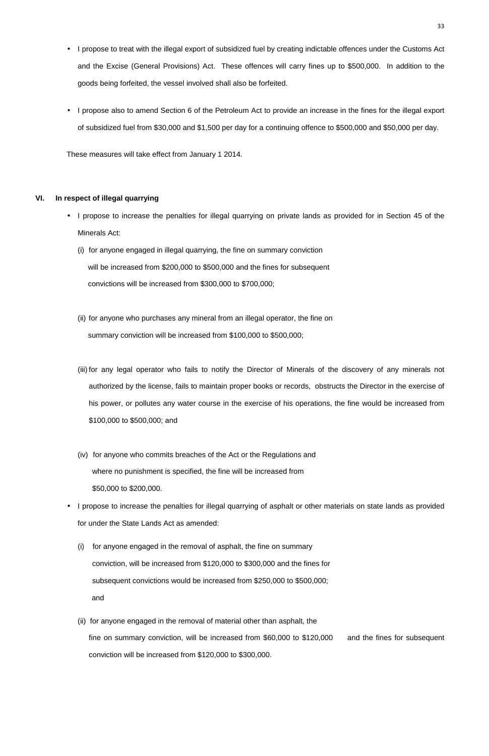- I propose to treat with the illegal export of subsidized fuel by creating indictable offences under the Customs Act and the Excise (General Provisions) Act. These offences will carry fines up to $500,000. In addition to the goods being forfeited, the vessel involved shall also be forfeited.

- I propose also to amend Section 6 of the Petroleum Act to provide an increase in the fines for the illegal export of subsidized fuel from $30,000 and $1,500 per day for a continuing offence to $500,000 and $50,000 per day.

These measures will take effect from January 1 2014.

**VI. In respect of illegal quarrying**

- I propose to increase the penalties for illegal quarrying on private lands as provided for in Section 45 of the Minerals Act:

  (i) for anyone engaged in illegal quarrying, the fine on summary conviction will be increased from $200,000 to $500,000 and the fines for subsequent convictions will be increased from $300,000 to $700,000;

  (ii) for anyone who purchases any mineral from an illegal operator, the fine on summary conviction will be increased from $100,000 to $500,000;

  (iii) for any legal operator who fails to notify the Director of Minerals of the discovery of any minerals not authorized by the license, fails to maintain proper books or records, obstructs the Director in the exercise of his power, or pollutes any water course in the exercise of his operations, the fine would be increased from $100,000 to $500,000; and

  (iv) for anyone who commits breaches of the Act or the Regulations and where no punishment is specified, the fine will be increased from $50,000 to $200,000.

- I propose to increase the penalties for illegal quarrying of asphalt or other materials on state lands as provided for under the State Lands Act as amended:

  (i) for anyone engaged in the removal of asphalt, the fine on summary conviction, will be increased from $120,000 to $300,000 and the fines for subsequent convictions would be increased from $250,000 to $500,000; and

  (ii) for anyone engaged in the removal of material other than asphalt, the fine on summary conviction, will be increased from $60,000 to $120,000 and the fines for subsequent conviction will be increased from $120,000 to $300,000.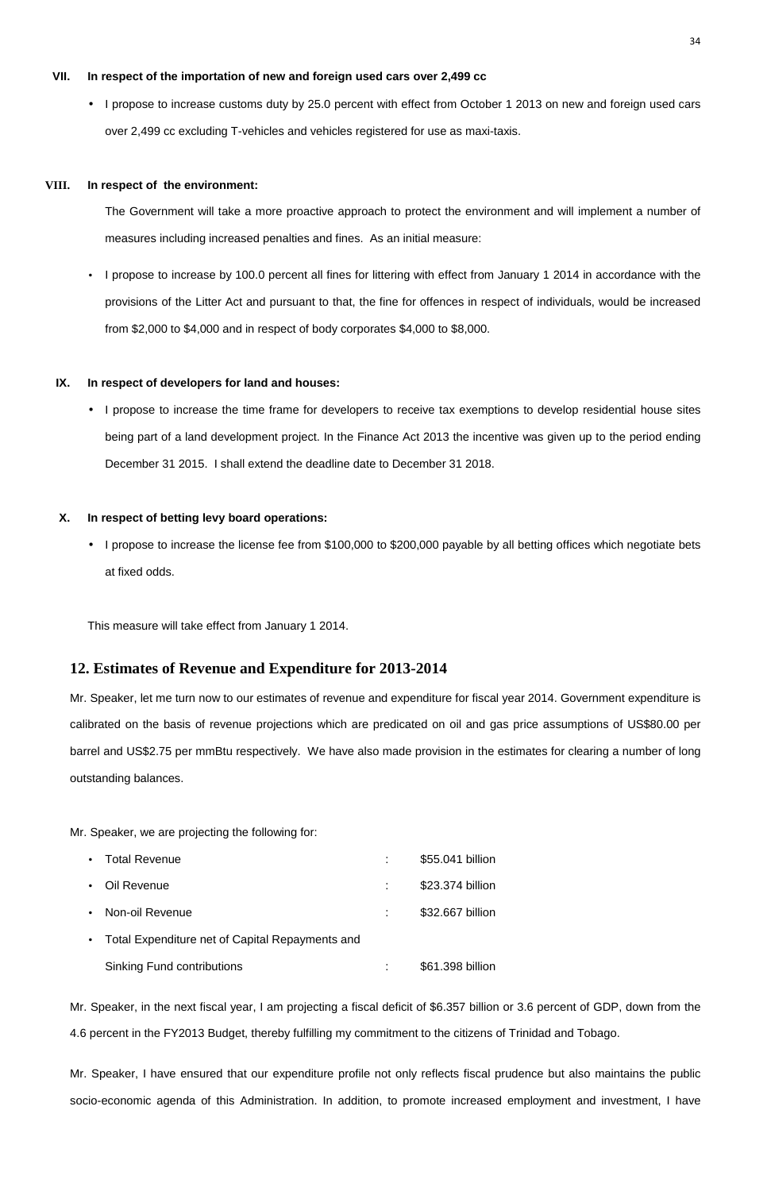**VII. In respect of the importation of new and foreign used cars over 2,499 cc**

- I propose to increase customs duty by 25.0 percent with effect from October 1 2013 on new and foreign used cars over 2,499 cc excluding T-vehicles and vehicles registered for use as maxi-taxis.

**VIII. In respect of the environment:**

The Government will take a more proactive approach to protect the environment and will implement a number of measures including increased penalties and fines. As an initial measure:

- I propose to increase by 100.0 percent all fines for littering with effect from January 1 2014 in accordance with the provisions of the Litter Act and pursuant to that, the fine for offences in respect of individuals, would be increased from $2,000 to $4,000 and in respect of body corporates $4,000 to $8,000.

**IX. In respect of developers for land and houses:**

- I propose to increase the time frame for developers to receive tax exemptions to develop residential house sites being part of a land development project. In the Finance Act 2013 the incentive was given up to the period ending December 31 2015. I shall extend the deadline date to December 31 2018.

**X. In respect of betting levy board operations:**

- I propose to increase the license fee from $100,000 to $200,000 payable by all betting offices which negotiate bets at fixed odds.

This measure will take effect from January 1 2014.

## 12. Estimates of Revenue and Expenditure for 2013-2014

Mr. Speaker, let me turn now to our estimates of revenue and expenditure for fiscal year 2014. Government expenditure is calibrated on the basis of revenue projections which are predicated on oil and gas price assumptions of US$80.00 per barrel and US$2.75 per mmBtu respectively. We have also made provision in the estimates for clearing a number of long outstanding balances.

Mr. Speaker, we are projecting the following for:

- Total Revenue : $55.041 billion
- Oil Revenue : $23.374 billion
- Non-oil Revenue : $32.667 billion
- Total Expenditure net of Capital Repayments and Sinking Fund contributions : $61.398 billion

Mr. Speaker, in the next fiscal year, I am projecting a fiscal deficit of $6.357 billion or 3.6 percent of GDP, down from the 4.6 percent in the FY2013 Budget, thereby fulfilling my commitment to the citizens of Trinidad and Tobago.

Mr. Speaker, I have ensured that our expenditure profile not only reflects fiscal prudence but also maintains the public socio-economic agenda of this Administration. In addition, to promote increased employment and investment, I have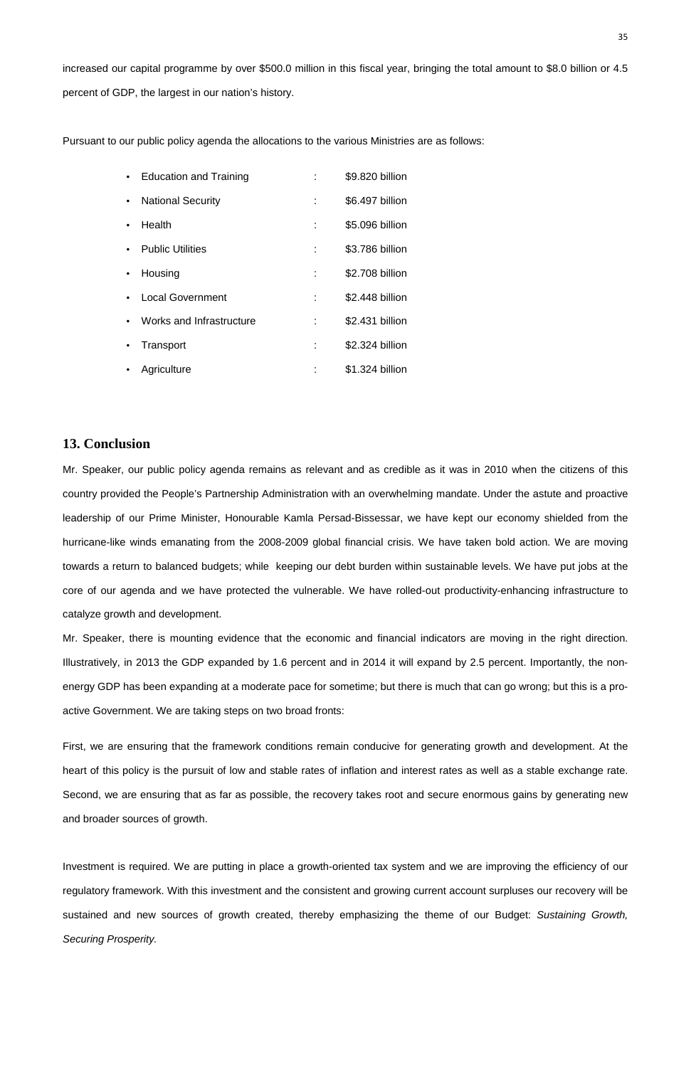increased our capital programme by over $500.0 million in this fiscal year, bringing the total amount to $8.0 billion or 4.5 percent of GDP, the largest in our nation's history.

Pursuant to our public policy agenda the allocations to the various Ministries are as follows:

- Education and Training : $9.820 billion
- National Security : $6.497 billion
- Health : $5.096 billion
- Public Utilities : $3.786 billion
- Housing : $2.708 billion
- Local Government : $2.448 billion
- Works and Infrastructure : $2.431 billion
- Transport : $2.324 billion
- Agriculture : $1.324 billion

## 13. Conclusion

Mr. Speaker, our public policy agenda remains as relevant and as credible as it was in 2010 when the citizens of this country provided the People's Partnership Administration with an overwhelming mandate. Under the astute and proactive leadership of our Prime Minister, Honourable Kamla Persad-Bissessar, we have kept our economy shielded from the hurricane-like winds emanating from the 2008-2009 global financial crisis. We have taken bold action. We are moving towards a return to balanced budgets; while keeping our debt burden within sustainable levels. We have put jobs at the core of our agenda and we have protected the vulnerable. We have rolled-out productivity-enhancing infrastructure to catalyze growth and development.

Mr. Speaker, there is mounting evidence that the economic and financial indicators are moving in the right direction. Illustratively, in 2013 the GDP expanded by 1.6 percent and in 2014 it will expand by 2.5 percent. Importantly, the non-energy GDP has been expanding at a moderate pace for sometime; but there is much that can go wrong; but this is a pro-active Government. We are taking steps on two broad fronts:

First, we are ensuring that the framework conditions remain conducive for generating growth and development. At the heart of this policy is the pursuit of low and stable rates of inflation and interest rates as well as a stable exchange rate. Second, we are ensuring that as far as possible, the recovery takes root and secure enormous gains by generating new and broader sources of growth.

Investment is required. We are putting in place a growth-oriented tax system and we are improving the efficiency of our regulatory framework. With this investment and the consistent and growing current account surpluses our recovery will be sustained and new sources of growth created, thereby emphasizing the theme of our Budget: *Sustaining Growth, Securing Prosperity.*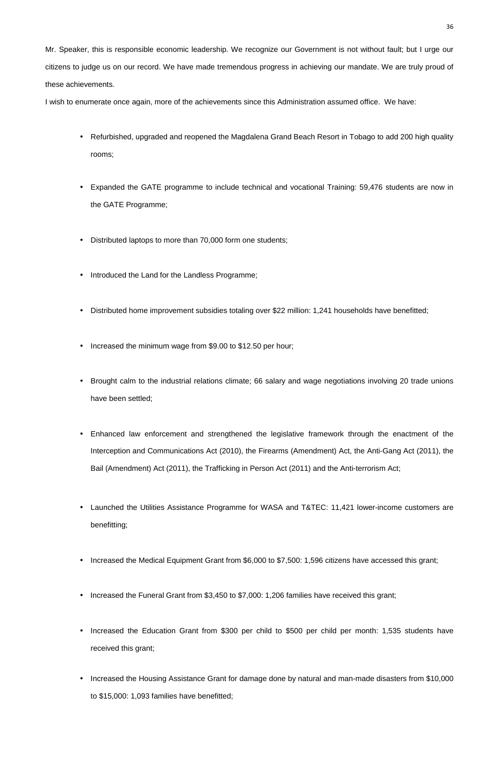Mr. Speaker, this is responsible economic leadership. We recognize our Government is not without fault; but I urge our citizens to judge us on our record. We have made tremendous progress in achieving our mandate. We are truly proud of these achievements.

I wish to enumerate once again, more of the achievements since this Administration assumed office. We have:

- Refurbished, upgraded and reopened the Magdalena Grand Beach Resort in Tobago to add 200 high quality rooms;
- Expanded the GATE programme to include technical and vocational Training: 59,476 students are now in the GATE Programme;
- Distributed laptops to more than 70,000 form one students;
- Introduced the Land for the Landless Programme;
- Distributed home improvement subsidies totaling over $22 million: 1,241 households have benefitted;
- Increased the minimum wage from $9.00 to $12.50 per hour;
- Brought calm to the industrial relations climate; 66 salary and wage negotiations involving 20 trade unions have been settled;
- Enhanced law enforcement and strengthened the legislative framework through the enactment of the Interception and Communications Act (2010), the Firearms (Amendment) Act, the Anti-Gang Act (2011), the Bail (Amendment) Act (2011), the Trafficking in Person Act (2011) and the Anti-terrorism Act;
- Launched the Utilities Assistance Programme for WASA and T&TEC: 11,421 lower-income customers are benefitting;
- Increased the Medical Equipment Grant from $6,000 to $7,500: 1,596 citizens have accessed this grant;
- Increased the Funeral Grant from $3,450 to $7,000: 1,206 families have received this grant;
- Increased the Education Grant from $300 per child to $500 per child per month: 1,535 students have received this grant;
- Increased the Housing Assistance Grant for damage done by natural and man-made disasters from $10,000 to $15,000: 1,093 families have benefitted;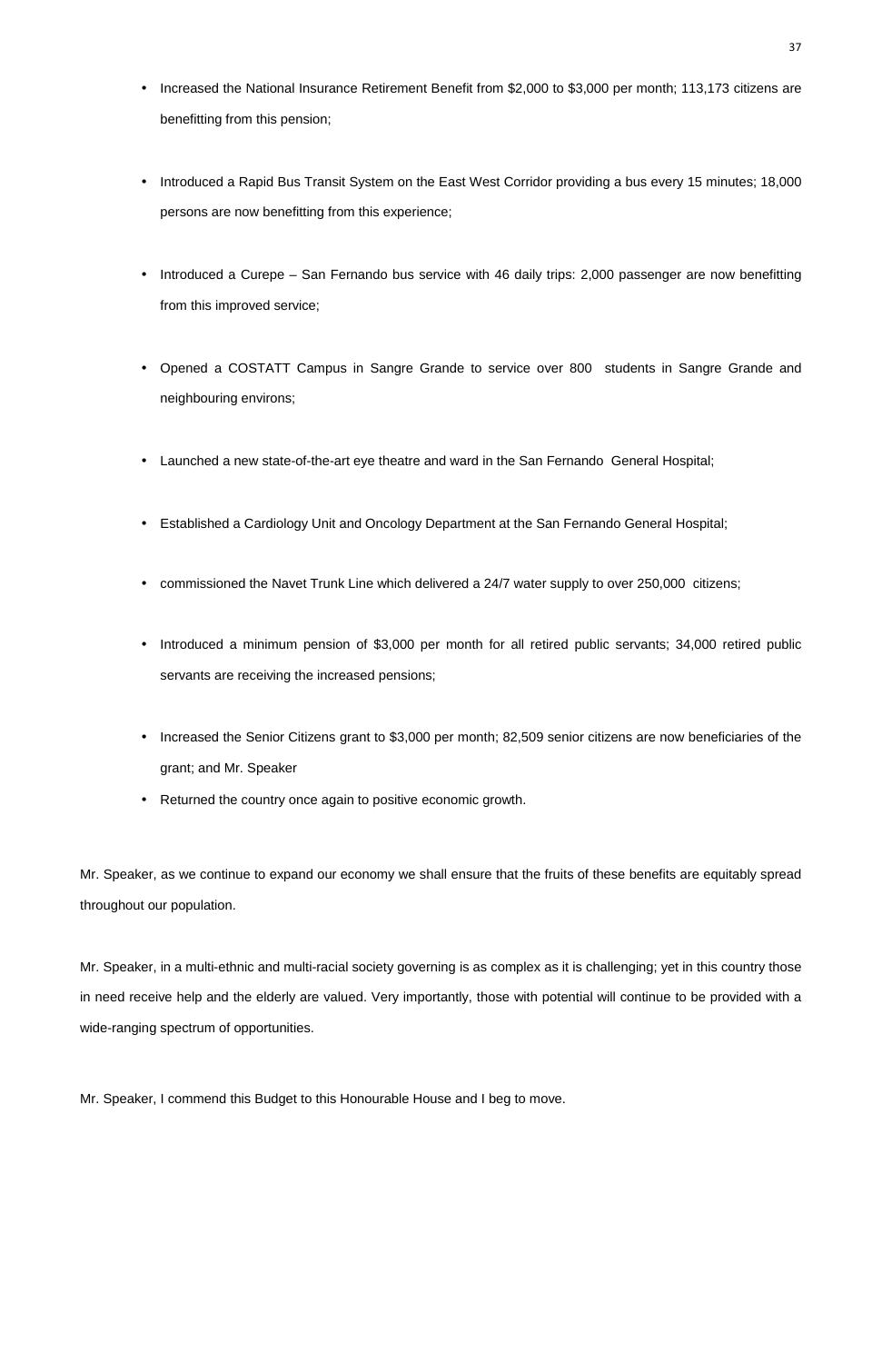- Increased the National Insurance Retirement Benefit from $2,000 to $3,000 per month; 113,173 citizens are benefitting from this pension;
- Introduced a Rapid Bus Transit System on the East West Corridor providing a bus every 15 minutes; 18,000 persons are now benefitting from this experience;
- Introduced a Curepe – San Fernando bus service with 46 daily trips: 2,000 passenger are now benefitting from this improved service;
- Opened a COSTATT Campus in Sangre Grande to service over 800 students in Sangre Grande and neighbouring environs;
- Launched a new state-of-the-art eye theatre and ward in the San Fernando General Hospital;
- Established a Cardiology Unit and Oncology Department at the San Fernando General Hospital;
- commissioned the Navet Trunk Line which delivered a 24/7 water supply to over 250,000 citizens;
- Introduced a minimum pension of $3,000 per month for all retired public servants; 34,000 retired public servants are receiving the increased pensions;
- Increased the Senior Citizens grant to $3,000 per month; 82,509 senior citizens are now beneficiaries of the grant; and Mr. Speaker
- Returned the country once again to positive economic growth.

Mr. Speaker, as we continue to expand our economy we shall ensure that the fruits of these benefits are equitably spread throughout our population.

Mr. Speaker, in a multi-ethnic and multi-racial society governing is as complex as it is challenging; yet in this country those in need receive help and the elderly are valued. Very importantly, those with potential will continue to be provided with a wide-ranging spectrum of opportunities.

Mr. Speaker, I commend this Budget to this Honourable House and I beg to move.